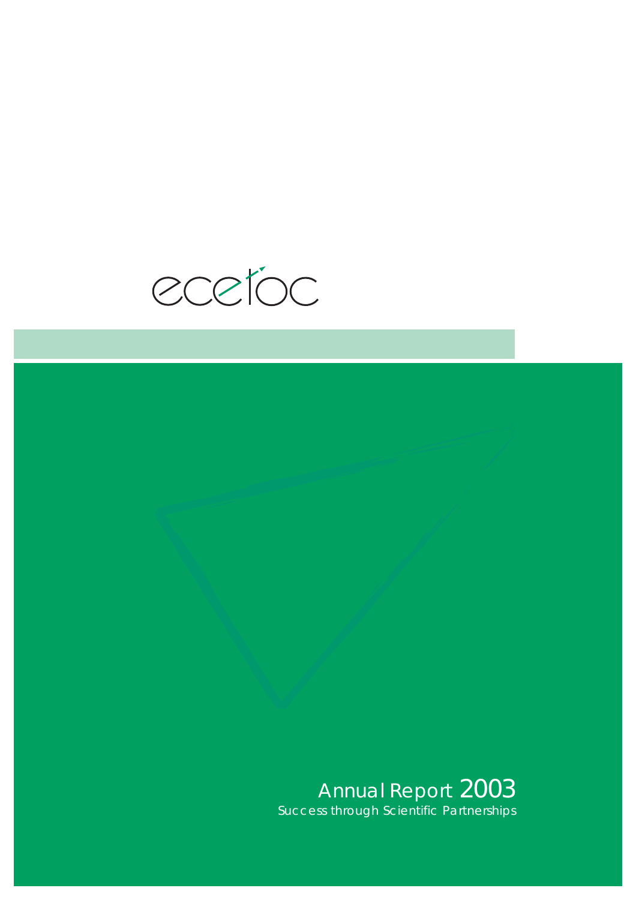ecetoc

# Annual Report 2003

Success through Scientific Partnerships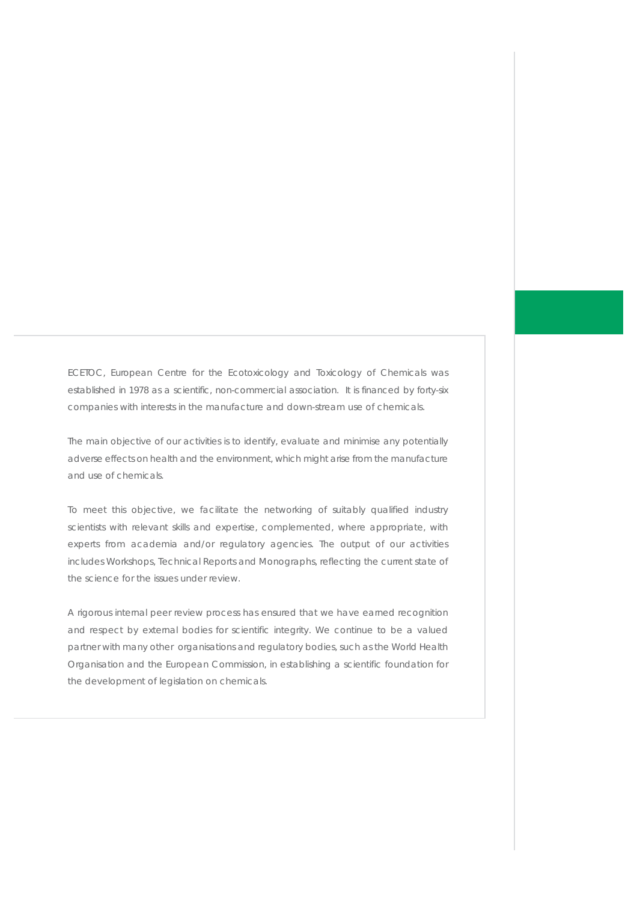ECETOC, European Centre for the Ecotoxicology and Toxicology of Chemicals was established in 1978 as a scientific, non-commercial association. It is financed by forty-six companies with interests in the manufacture and down-stream use of chemicals.

The main objective of our activities is to identify, evaluate and minimise any potentially adverse effects on health and the environment, which might arise from the manufacture and use of chemicals.

To meet this objective, we facilitate the networking of suitably qualified industry scientists with relevant skills and expertise, complemented, where appropriate, with experts from academia and/or regulatory agencies. The output of our activities includes Workshops, Technical Reports and Monographs, reflecting the current state of the science for the issues under review.

A rigorous internal peer review process has ensured that we have earned recognition and respect by external bodies for scientific integrity. We continue to be a valued partner with many other organisations and regulatory bodies, such as the World Health Organisation and the European Commission, in establishing a scientific foundation for the development of legislation on chemicals.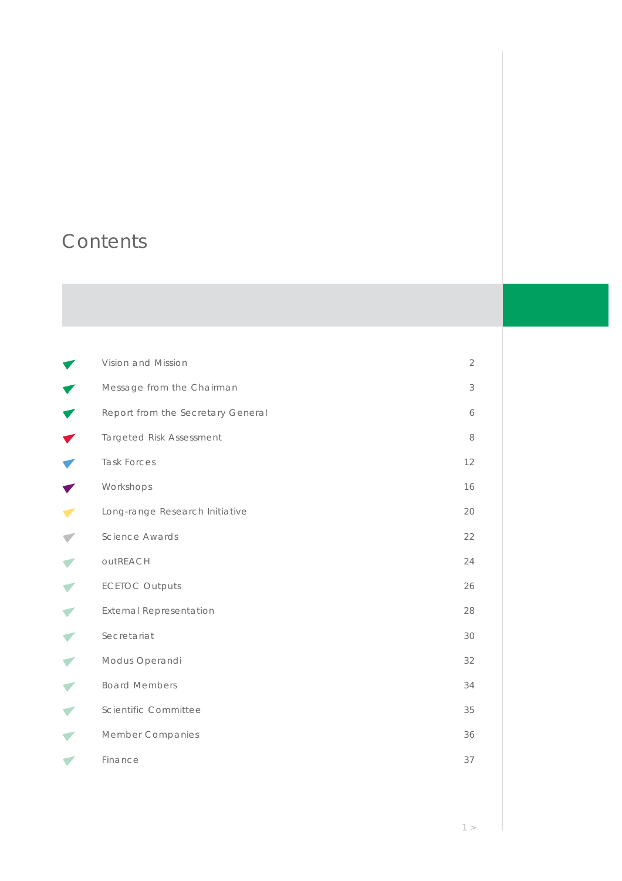# Contents

| | |
|---|---|
| Vision and Mission | 2 |
| Message from the Chairman | 3 |
| Report from the Secretary General | 6 |
| Targeted Risk Assessment | 8 |
| Task Forces | 12 |
| Workshops | 16 |
| Long-range Research Initiative | 20 |
| Science Awards | 22 |
| outREACH | 24 |
| ECETOC Outputs | 26 |
| External Representation | 28 |
| Secretariat | 30 |
| Modus Operandi | 32 |
| Board Members | 34 |
| Scientific Committee | 35 |
| Member Companies | 36 |
| Finance | 37 |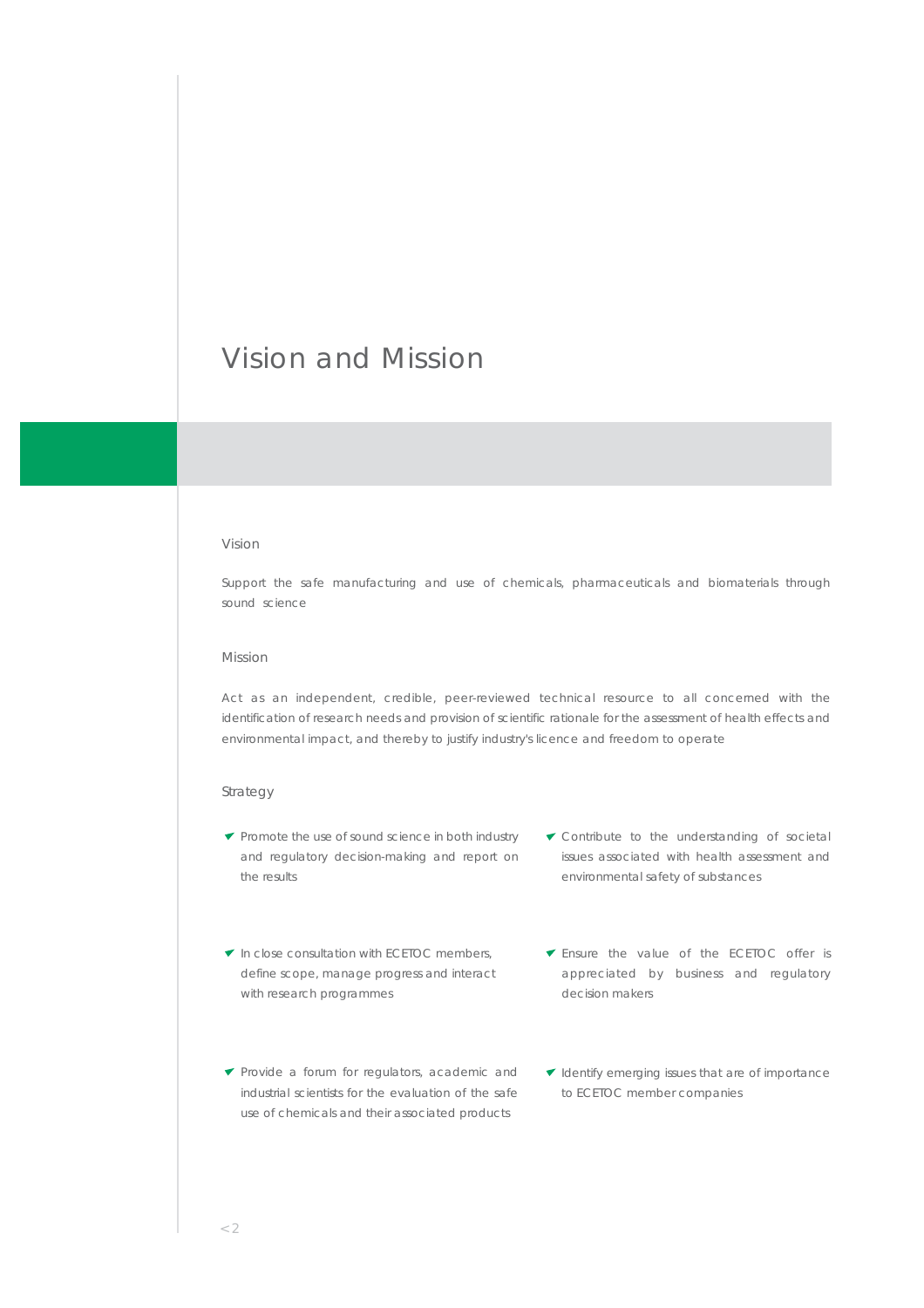# Vision and Mission

## Vision

Support the safe manufacturing and use of chemicals, pharmaceuticals and biomaterials through sound science

## Mission

Act as an independent, credible, peer-reviewed technical resource to all concerned with the identification of research needs and provision of scientific rationale for the assessment of health effects and environmental impact, and thereby to justify industry's licence and freedom to operate

## Strategy

- Promote the use of sound science in both industry and regulatory decision-making and report on the results
- In close consultation with ECETOC members, define scope, manage progress and interact with research programmes
- Provide a forum for regulators, academic and industrial scientists for the evaluation of the safe use of chemicals and their associated products
- Contribute to the understanding of societal issues associated with health assessment and environmental safety of substances
- Ensure the value of the ECETOC offer is appreciated by business and regulatory decision makers
- Identify emerging issues that are of importance to ECETOC member companies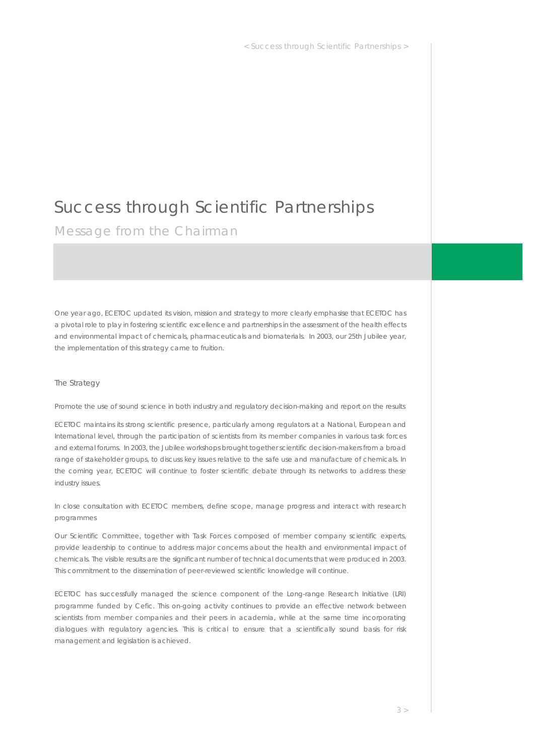# Success through Scientific Partnerships

## Message from the Chairman

One year ago, ECETOC updated its vision, mission and strategy to more clearly emphasise that ECETOC has a pivotal role to play in fostering scientific excellence and partnerships in the assessment of the health effects and environmental impact of chemicals, pharmaceuticals and biomaterials. In 2003, our 25th Jubilee year, the implementation of this strategy came to fruition.

### The Strategy

Promote the use of sound science in both industry and regulatory decision-making and report on the results

ECETOC maintains its strong scientific presence, particularly among regulators at a National, European and International level, through the participation of scientists from its member companies in various task forces and external forums. In 2003, the Jubilee workshops brought together scientific decision-makers from a broad range of stakeholder groups, to discuss key issues relative to the safe use and manufacture of chemicals. In the coming year, ECETOC will continue to foster scientific debate through its networks to address these industry issues.

In close consultation with ECETOC members, define scope, manage progress and interact with research programmes

Our Scientific Committee, together with Task Forces composed of member company scientific experts, provide leadership to continue to address major concerns about the health and environmental impact of chemicals. The visible results are the significant number of technical documents that were produced in 2003. This commitment to the dissemination of peer-reviewed scientific knowledge will continue.

ECETOC has successfully managed the science component of the Long-range Research Initiative (LRI) programme funded by Cefic. This on-going activity continues to provide an effective network between scientists from member companies and their peers in academia, while at the same time incorporating dialogues with regulatory agencies. This is critical to ensure that a scientifically sound basis for risk management and legislation is achieved.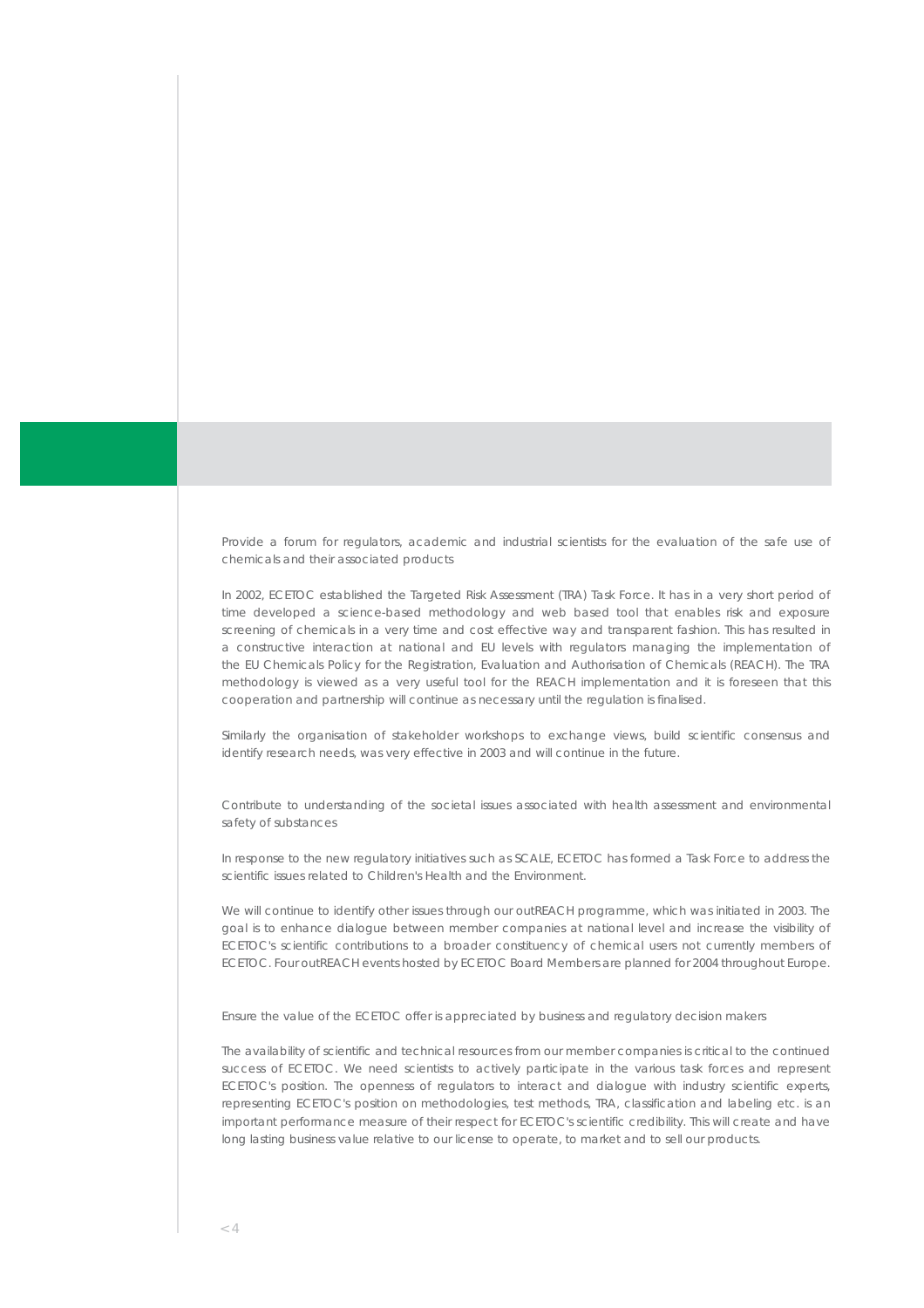Provide a forum for regulators, academic and industrial scientists for the evaluation of the safe use of chemicals and their associated products

In 2002, ECETOC established the Targeted Risk Assessment (TRA) Task Force. It has in a very short period of time developed a science-based methodology and web based tool that enables risk and exposure screening of chemicals in a very time and cost effective way and transparent fashion. This has resulted in a constructive interaction at national and EU levels with regulators managing the implementation of the EU Chemicals Policy for the Registration, Evaluation and Authorisation of Chemicals (REACH). The TRA methodology is viewed as a very useful tool for the REACH implementation and it is foreseen that this cooperation and partnership will continue as necessary until the regulation is finalised.

Similarly the organisation of stakeholder workshops to exchange views, build scientific consensus and identify research needs, was very effective in 2003 and will continue in the future.

Contribute to understanding of the societal issues associated with health assessment and environmental safety of substances

In response to the new regulatory initiatives such as SCALE, ECETOC has formed a Task Force to address the scientific issues related to Children's Health and the Environment.

We will continue to identify other issues through our outREACH programme, which was initiated in 2003. The goal is to enhance dialogue between member companies at national level and increase the visibility of ECETOC's scientific contributions to a broader constituency of chemical users not currently members of ECETOC. Four outREACH events hosted by ECETOC Board Members are planned for 2004 throughout Europe.

Ensure the value of the ECETOC offer is appreciated by business and regulatory decision makers

The availability of scientific and technical resources from our member companies is critical to the continued success of ECETOC. We need scientists to actively participate in the various task forces and represent ECETOC's position. The openness of regulators to interact and dialogue with industry scientific experts, representing ECETOC's position on methodologies, test methods, TRA, classification and labeling etc. is an important performance measure of their respect for ECETOC's scientific credibility. This will create and have long lasting business value relative to our license to operate, to market and to sell our products.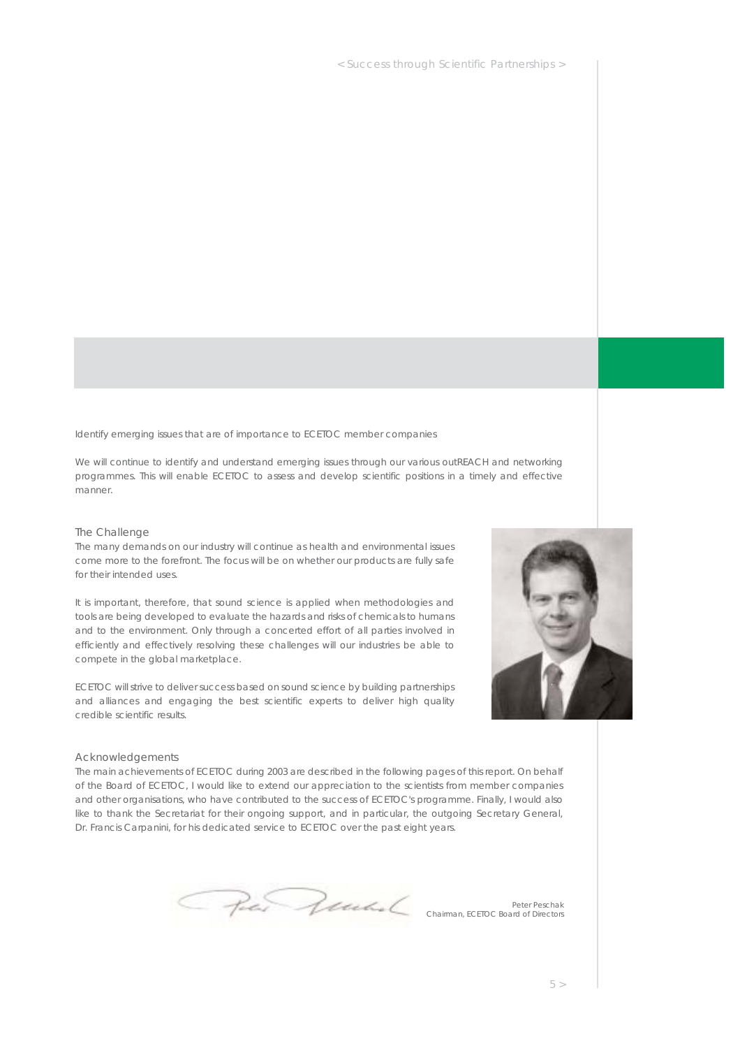Identify emerging issues that are of importance to ECETOC member companies

We will continue to identify and understand emerging issues through our various outREACH and networking programmes. This will enable ECETOC to assess and develop scientific positions in a timely and effective manner.

## The Challenge

The many demands on our industry will continue as health and environmental issues come more to the forefront. The focus will be on whether our products are fully safe for their intended uses.

It is important, therefore, that sound science is applied when methodologies and tools are being developed to evaluate the hazards and risks of chemicals to humans and to the environment. Only through a concerted effort of all parties involved in efficiently and effectively resolving these challenges will our industries be able to compete in the global marketplace.

ECETOC will strive to deliver success based on sound science by building partnerships and alliances and engaging the best scientific experts to deliver high quality credible scientific results.

## Acknowledgements

The main achievements of ECETOC during 2003 are described in the following pages of this report. On behalf of the Board of ECETOC, I would like to extend our appreciation to the scientists from member companies and other organisations, who have contributed to the success of ECETOC's programme. Finally, I would also like to thank the Secretariat for their ongoing support, and in particular, the outgoing Secretary General, Dr. Francis Carpanini, for his dedicated service to ECETOC over the past eight years.

Peter Peschak
Chairman, ECETOC Board of Directors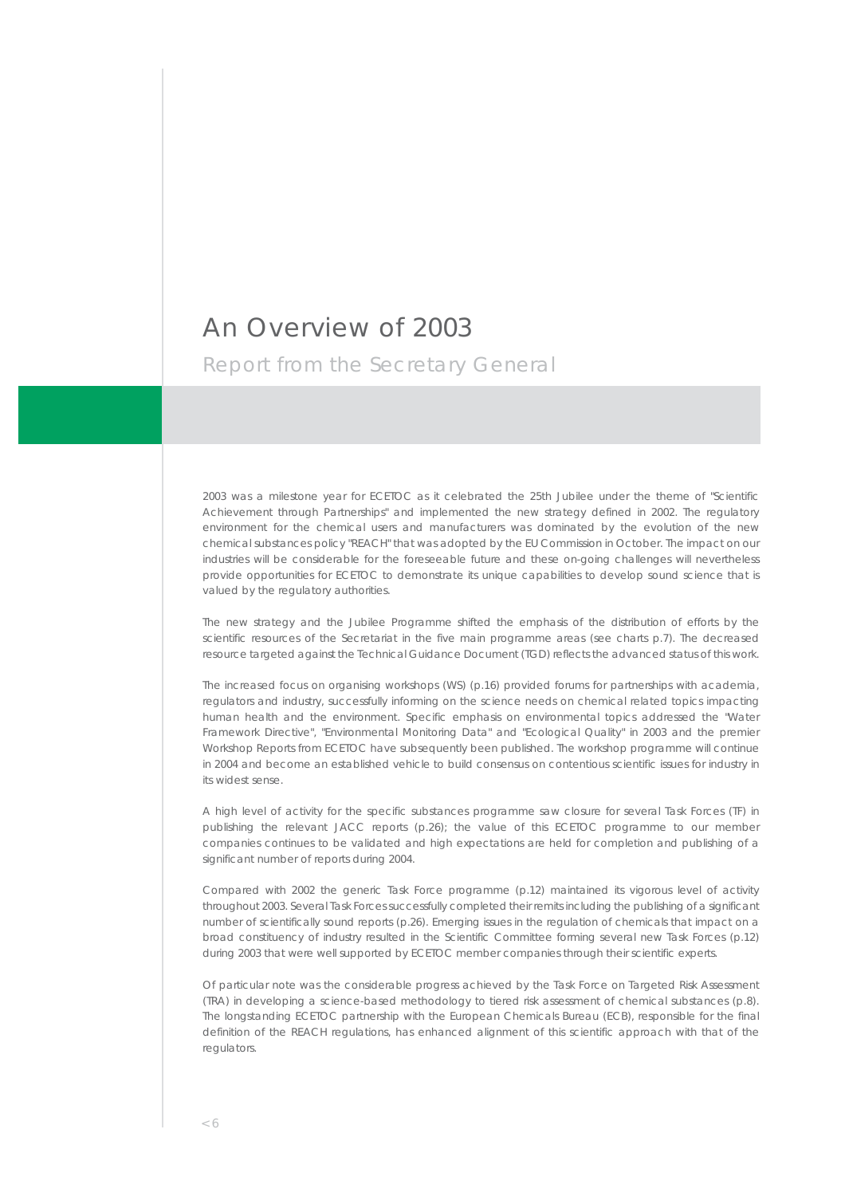# An Overview of 2003

## Report from the Secretary General

2003 was a milestone year for ECETOC as it celebrated the 25th Jubilee under the theme of "Scientific Achievement through Partnerships" and implemented the new strategy defined in 2002. The regulatory environment for the chemical users and manufacturers was dominated by the evolution of the new chemical substances policy "REACH" that was adopted by the EU Commission in October. The impact on our industries will be considerable for the foreseeable future and these on-going challenges will nevertheless provide opportunities for ECETOC to demonstrate its unique capabilities to develop sound science that is valued by the regulatory authorities.

The new strategy and the Jubilee Programme shifted the emphasis of the distribution of efforts by the scientific resources of the Secretariat in the five main programme areas (see charts p.7). The decreased resource targeted against the Technical Guidance Document (TGD) reflects the advanced status of this work.

The increased focus on organising workshops (WS) (p.16) provided forums for partnerships with academia, regulators and industry, successfully informing on the science needs on chemical related topics impacting human health and the environment. Specific emphasis on environmental topics addressed the "Water Framework Directive", "Environmental Monitoring Data" and "Ecological Quality" in 2003 and the premier Workshop Reports from ECETOC have subsequently been published. The workshop programme will continue in 2004 and become an established vehicle to build consensus on contentious scientific issues for industry in its widest sense.

A high level of activity for the specific substances programme saw closure for several Task Forces (TF) in publishing the relevant JACC reports (p.26); the value of this ECETOC programme to our member companies continues to be validated and high expectations are held for completion and publishing of a significant number of reports during 2004.

Compared with 2002 the generic Task Force programme (p.12) maintained its vigorous level of activity throughout 2003. Several Task Forces successfully completed their remits including the publishing of a significant number of scientifically sound reports (p.26). Emerging issues in the regulation of chemicals that impact on a broad constituency of industry resulted in the Scientific Committee forming several new Task Forces (p.12) during 2003 that were well supported by ECETOC member companies through their scientific experts.

Of particular note was the considerable progress achieved by the Task Force on Targeted Risk Assessment (TRA) in developing a science-based methodology to tiered risk assessment of chemical substances (p.8). The longstanding ECETOC partnership with the European Chemicals Bureau (ECB), responsible for the final definition of the REACH regulations, has enhanced alignment of this scientific approach with that of the regulators.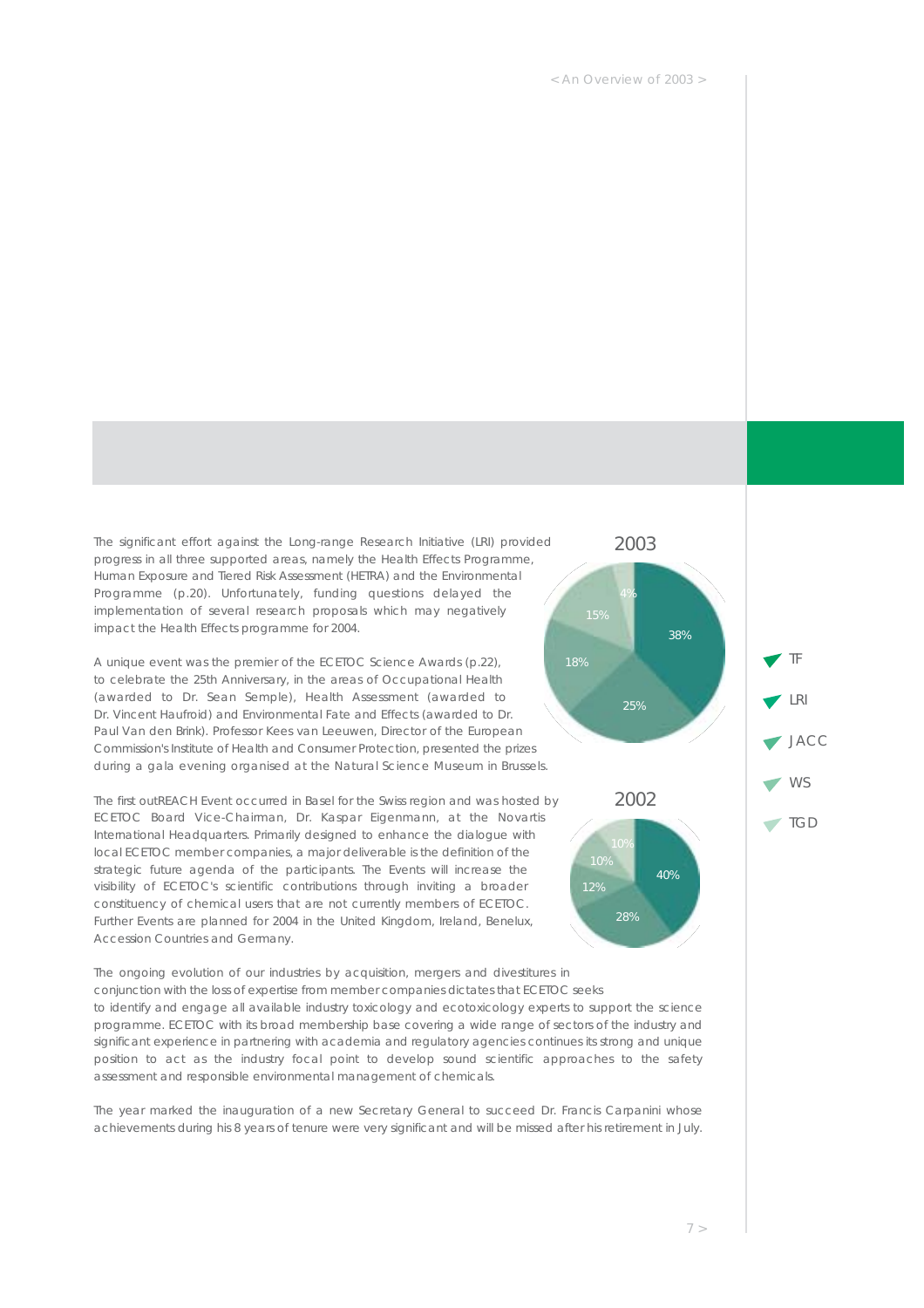The significant effort against the Long-range Research Initiative (LRI) provided progress in all three supported areas, namely the Health Effects Programme, Human Exposure and Tiered Risk Assessment (HETRA) and the Environmental Programme (p.20). Unfortunately, funding questions delayed the implementation of several research proposals which may negatively impact the Health Effects programme for 2004.

A unique event was the premier of the ECETOC Science Awards (p.22), to celebrate the 25th Anniversary, in the areas of Occupational Health (awarded to Dr. Sean Semple), Health Assessment (awarded to Dr. Vincent Haufroid) and Environmental Fate and Effects (awarded to Dr. Paul Van den Brink). Professor Kees van Leeuwen, Director of the European Commission's Institute of Health and Consumer Protection, presented the prizes during a gala evening organised at the Natural Science Museum in Brussels.

The first outREACH Event occurred in Basel for the Swiss region and was hosted by ECETOC Board Vice-Chairman, Dr. Kaspar Eigenmann, at the Novartis International Headquarters. Primarily designed to enhance the dialogue with local ECETOC member companies, a major deliverable is the definition of the strategic future agenda of the participants. The Events will increase the visibility of ECETOC's scientific contributions through inviting a broader constituency of chemical users that are not currently members of ECETOC. Further Events are planned for 2004 in the United Kingdom, Ireland, Benelux, Accession Countries and Germany.

| | 2003 | 2002 |
|---|---|---|
| TF | 38% | 40% |
| LRI | 25% | 28% |
| JACC | 18% | 12% |
| WS | 15% | 10% |
| TGD | 4% | 10% |

The ongoing evolution of our industries by acquisition, mergers and divestitures in conjunction with the loss of expertise from member companies dictates that ECETOC seeks to identify and engage all available industry toxicology and ecotoxicology experts to support the science programme. ECETOC with its broad membership base covering a wide range of sectors of the industry and significant experience in partnering with academia and regulatory agencies continues its strong and unique position to act as the industry focal point to develop sound scientific approaches to the safety assessment and responsible environmental management of chemicals.

The year marked the inauguration of a new Secretary General to succeed Dr. Francis Carpanini whose achievements during his 8 years of tenure were very significant and will be missed after his retirement in July.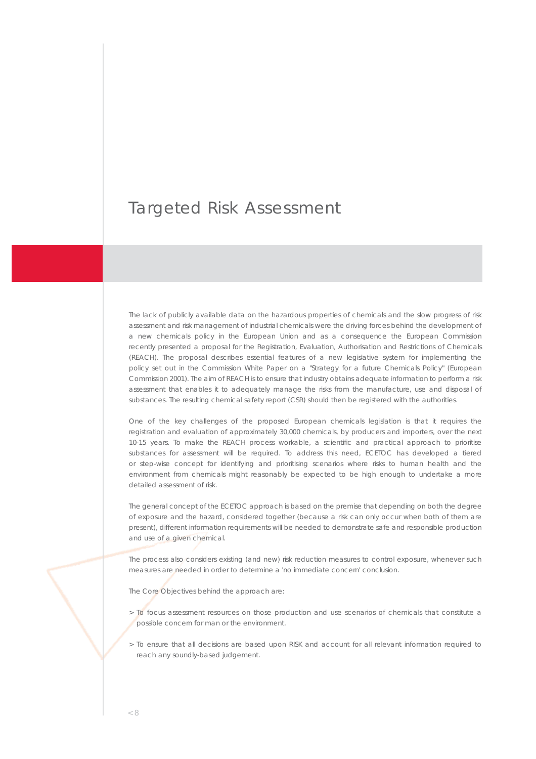# Targeted Risk Assessment

The lack of publicly available data on the hazardous properties of chemicals and the slow progress of risk assessment and risk management of industrial chemicals were the driving forces behind the development of a new chemicals policy in the European Union and as a consequence the European Commission recently presented a proposal for the Registration, Evaluation, Authorisation and Restrictions of Chemicals (REACH). The proposal describes essential features of a new legislative system for implementing the policy set out in the Commission White Paper on a "Strategy for a future Chemicals Policy" (European Commission 2001). The aim of REACH is to ensure that industry obtains adequate information to perform a risk assessment that enables it to adequately manage the risks from the manufacture, use and disposal of substances. The resulting chemical safety report (CSR) should then be registered with the authorities.

One of the key challenges of the proposed European chemicals legislation is that it requires the registration and evaluation of approximately 30,000 chemicals, by producers and importers, over the next 10-15 years. To make the REACH process workable, a scientific and practical approach to prioritise substances for assessment will be required. To address this need, ECETOC has developed a tiered or step-wise concept for identifying and prioritising scenarios where risks to human health and the environment from chemicals might reasonably be expected to be high enough to undertake a more detailed assessment of risk.

The general concept of the ECETOC approach is based on the premise that depending on both the degree of exposure and the hazard, considered together (because a risk can only occur when both of them are present), different information requirements will be needed to demonstrate safe and responsible production and use of a given chemical.

The process also considers existing (and new) risk reduction measures to control exposure, whenever such measures are needed in order to determine a 'no immediate concern' conclusion.

The Core Objectives behind the approach are:

> To focus assessment resources on those production and use scenarios of chemicals that constitute a possible concern for man or the environment.

> To ensure that all decisions are based upon RISK and account for all relevant information required to reach any soundly-based judgement.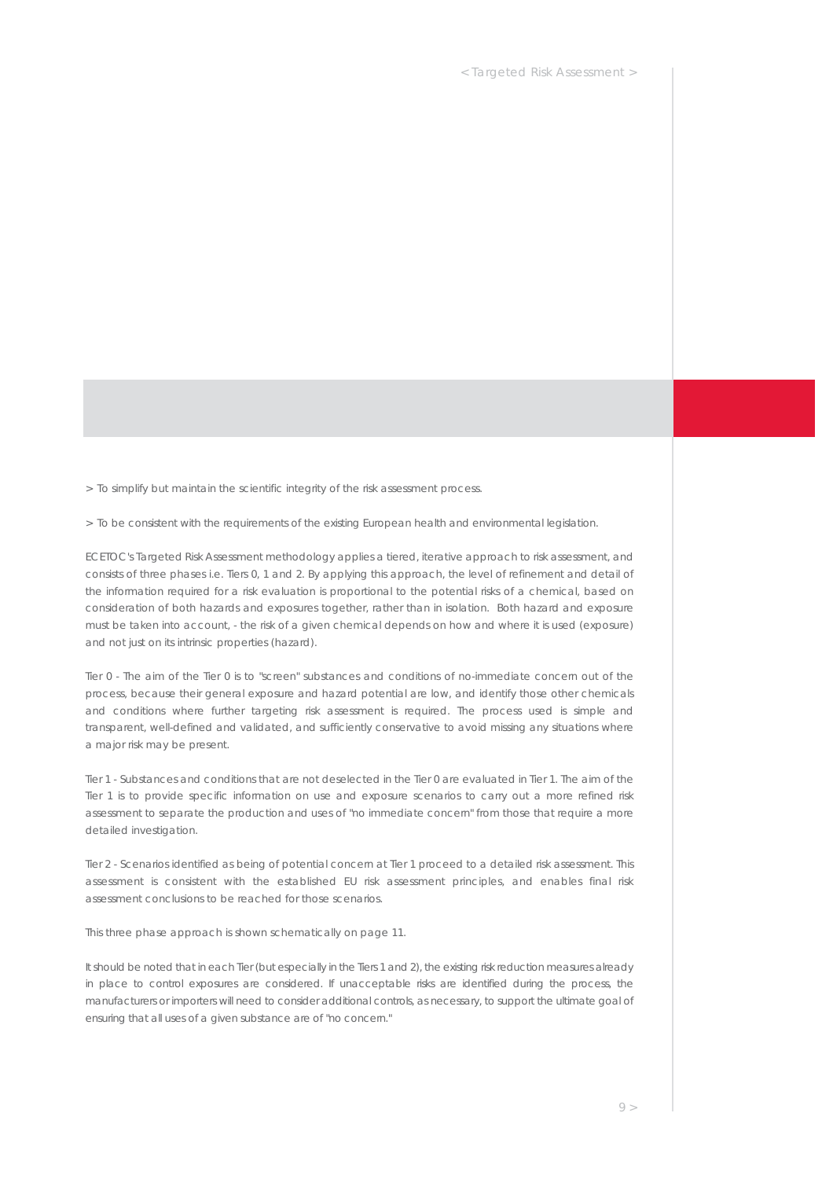> To simplify but maintain the scientific integrity of the risk assessment process.

> To be consistent with the requirements of the existing European health and environmental legislation.

ECETOC's Targeted Risk Assessment methodology applies a tiered, iterative approach to risk assessment, and consists of three phases i.e. Tiers 0, 1 and 2. By applying this approach, the level of refinement and detail of the information required for a risk evaluation is proportional to the potential risks of a chemical, based on consideration of both hazards and exposures together, rather than in isolation. Both hazard and exposure must be taken into account, - the risk of a given chemical depends on how and where it is used (exposure) and not just on its intrinsic properties (hazard).

Tier 0 - The aim of the Tier 0 is to "screen" substances and conditions of no-immediate concern out of the process, because their general exposure and hazard potential are low, and identify those other chemicals and conditions where further targeting risk assessment is required. The process used is simple and transparent, well-defined and validated, and sufficiently conservative to avoid missing any situations where a major risk may be present.

Tier 1 - Substances and conditions that are not deselected in the Tier 0 are evaluated in Tier 1. The aim of the Tier 1 is to provide specific information on use and exposure scenarios to carry out a more refined risk assessment to separate the production and uses of "no immediate concern" from those that require a more detailed investigation.

Tier 2 - Scenarios identified as being of potential concern at Tier 1 proceed to a detailed risk assessment. This assessment is consistent with the established EU risk assessment principles, and enables final risk assessment conclusions to be reached for those scenarios.

This three phase approach is shown schematically on page 11.

It should be noted that in each Tier (but especially in the Tiers 1 and 2), the existing risk reduction measures already in place to control exposures are considered. If unacceptable risks are identified during the process, the manufacturers or importers will need to consider additional controls, as necessary, to support the ultimate goal of ensuring that all uses of a given substance are of "no concern."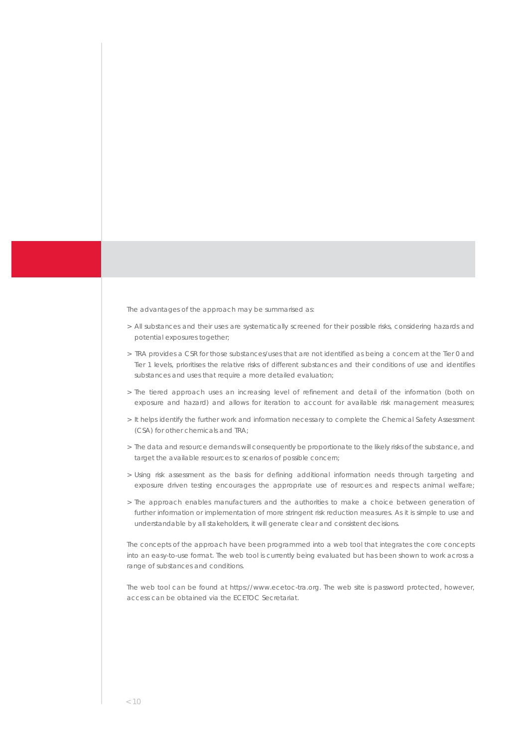The advantages of the approach may be summarised as:

- All substances and their uses are systematically screened for their possible risks, considering hazards and potential exposures together;
- TRA provides a CSR for those substances/uses that are not identified as being a concern at the Tier 0 and Tier 1 levels, prioritises the relative risks of different substances and their conditions of use and identifies substances and uses that require a more detailed evaluation;
- The tiered approach uses an increasing level of refinement and detail of the information (both on exposure and hazard) and allows for iteration to account for available risk management measures;
- It helps identify the further work and information necessary to complete the Chemical Safety Assessment (CSA) for other chemicals and TRA;
- The data and resource demands will consequently be proportionate to the likely risks of the substance, and target the available resources to scenarios of possible concern;
- Using risk assessment as the basis for defining additional information needs through targeting and exposure driven testing encourages the appropriate use of resources and respects animal welfare;
- The approach enables manufacturers and the authorities to make a choice between generation of further information or implementation of more stringent risk reduction measures. As it is simple to use and understandable by all stakeholders, it will generate clear and consistent decisions.

The concepts of the approach have been programmed into a web tool that integrates the core concepts into an easy-to-use format. The web tool is currently being evaluated but has been shown to work across a range of substances and conditions.

The web tool can be found at https://www.ecetoc-tra.org. The web site is password protected, however, access can be obtained via the ECETOC Secretariat.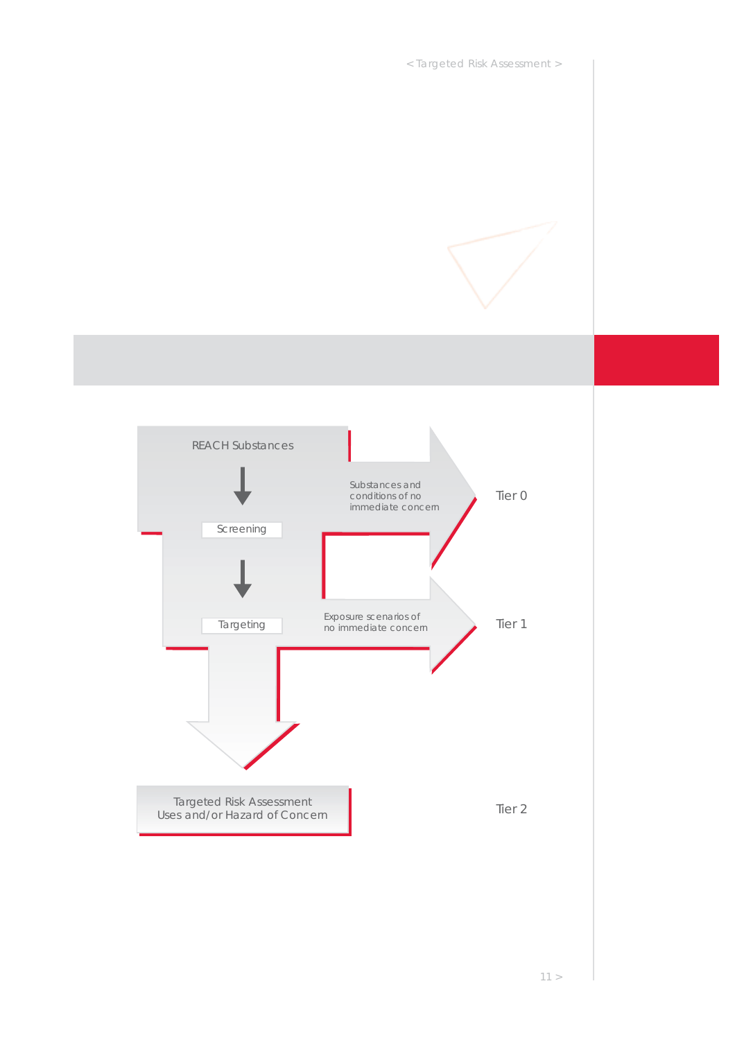REACH Substances

Screening

Targeting

Substances and conditions of no immediate concern

Tier 0

Exposure scenarios of no immediate concern

Tier 1

Targeted Risk Assessment
Uses and/or Hazard of Concern

Tier 2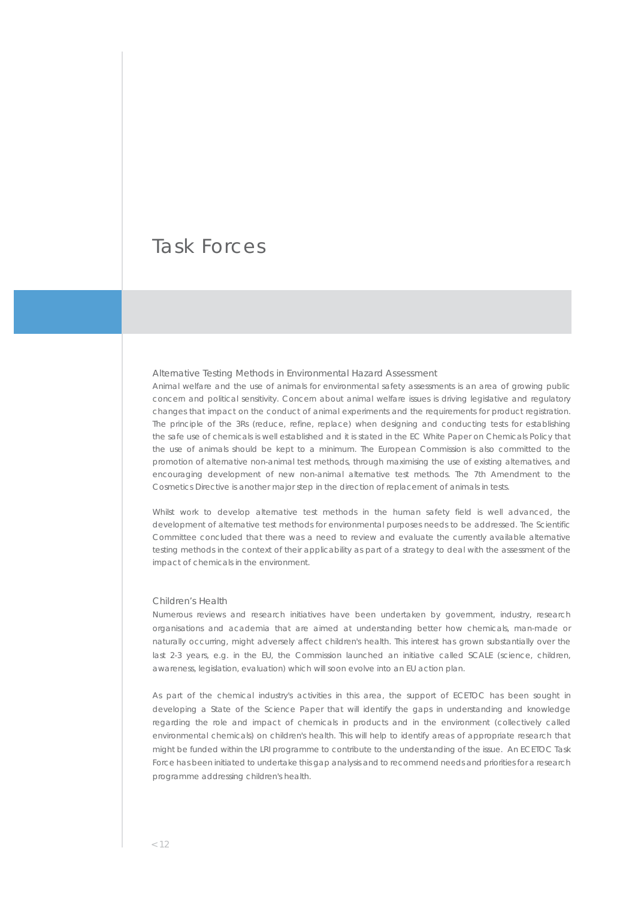# Task Forces

## Alternative Testing Methods in Environmental Hazard Assessment

Animal welfare and the use of animals for environmental safety assessments is an area of growing public concern and political sensitivity. Concern about animal welfare issues is driving legislative and regulatory changes that impact on the conduct of animal experiments and the requirements for product registration. The principle of the 3Rs (reduce, refine, replace) when designing and conducting tests for establishing the safe use of chemicals is well established and it is stated in the EC White Paper on Chemicals Policy that the use of animals should be kept to a minimum. The European Commission is also committed to the promotion of alternative non-animal test methods, through maximising the use of existing alternatives, and encouraging development of new non-animal alternative test methods. The 7th Amendment to the Cosmetics Directive is another major step in the direction of replacement of animals in tests.

Whilst work to develop alternative test methods in the human safety field is well advanced, the development of alternative test methods for environmental purposes needs to be addressed. The Scientific Committee concluded that there was a need to review and evaluate the currently available alternative testing methods in the context of their applicability as part of a strategy to deal with the assessment of the impact of chemicals in the environment.

## Children's Health

Numerous reviews and research initiatives have been undertaken by government, industry, research organisations and academia that are aimed at understanding better how chemicals, man-made or naturally occurring, might adversely affect children's health. This interest has grown substantially over the last 2-3 years, e.g. in the EU, the Commission launched an initiative called SCALE (science, children, awareness, legislation, evaluation) which will soon evolve into an EU action plan.

As part of the chemical industry's activities in this area, the support of ECETOC has been sought in developing a State of the Science Paper that will identify the gaps in understanding and knowledge regarding the role and impact of chemicals in products and in the environment (collectively called environmental chemicals) on children's health. This will help to identify areas of appropriate research that might be funded within the LRI programme to contribute to the understanding of the issue. An ECETOC Task Force has been initiated to undertake this gap analysis and to recommend needs and priorities for a research programme addressing children's health.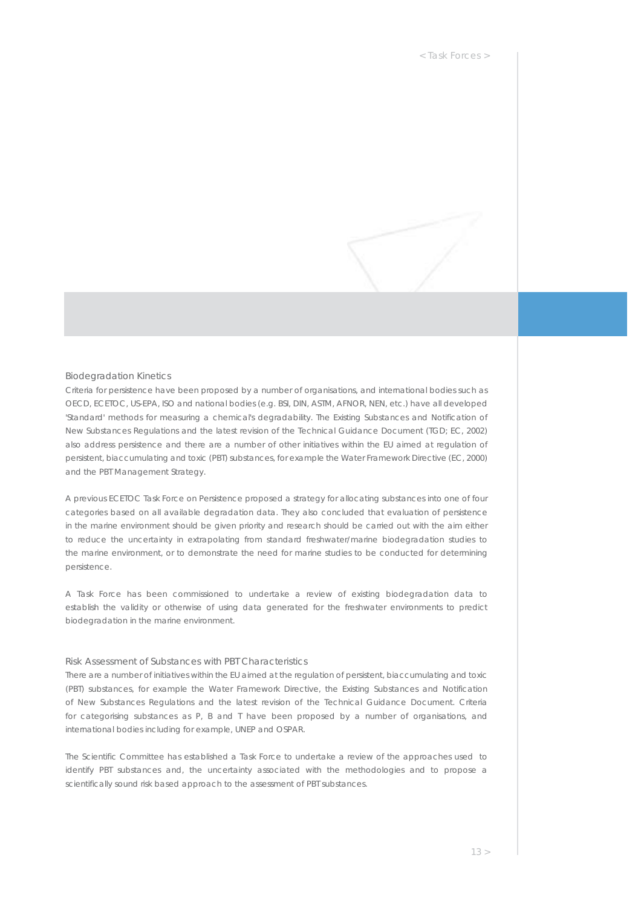## Biodegradation Kinetics

Criteria for persistence have been proposed by a number of organisations, and international bodies such as OECD, ECETOC, US-EPA, ISO and national bodies (e.g. BSI, DIN, ASTM, AFNOR, NEN, etc.) have all developed 'Standard' methods for measuring a chemical's degradability. The Existing Substances and Notification of New Substances Regulations and the latest revision of the Technical Guidance Document (TGD; EC, 2002) also address persistence and there are a number of other initiatives within the EU aimed at regulation of persistent, biaccumulating and toxic (PBT) substances, for example the Water Framework Directive (EC, 2000) and the PBT Management Strategy.

A previous ECETOC Task Force on Persistence proposed a strategy for allocating substances into one of four categories based on all available degradation data. They also concluded that evaluation of persistence in the marine environment should be given priority and research should be carried out with the aim either to reduce the uncertainty in extrapolating from standard freshwater/marine biodegradation studies to the marine environment, or to demonstrate the need for marine studies to be conducted for determining persistence.

A Task Force has been commissioned to undertake a review of existing biodegradation data to establish the validity or otherwise of using data generated for the freshwater environments to predict biodegradation in the marine environment.

## Risk Assessment of Substances with PBT Characteristics

There are a number of initiatives within the EU aimed at the regulation of persistent, biaccumulating and toxic (PBT) substances, for example the Water Framework Directive, the Existing Substances and Notification of New Substances Regulations and the latest revision of the Technical Guidance Document. Criteria for categorising substances as P, B and T have been proposed by a number of organisations, and international bodies including for example, UNEP and OSPAR.

The Scientific Committee has established a Task Force to undertake a review of the approaches used to identify PBT substances and, the uncertainty associated with the methodologies and to propose a scientifically sound risk based approach to the assessment of PBT substances.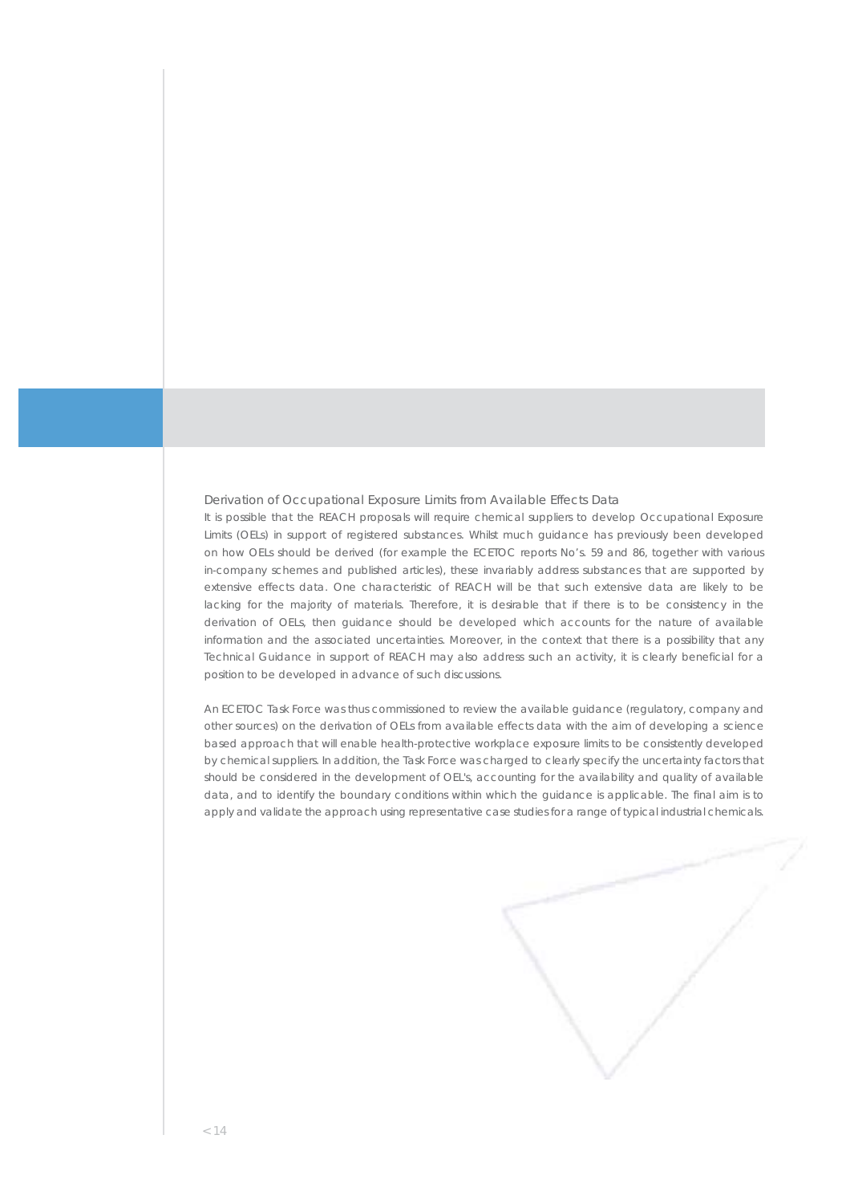## Derivation of Occupational Exposure Limits from Available Effects Data

It is possible that the REACH proposals will require chemical suppliers to develop Occupational Exposure Limits (OELs) in support of registered substances. Whilst much guidance has previously been developed on how OELs should be derived (for example the ECETOC reports No's. 59 and 86, together with various in-company schemes and published articles), these invariably address substances that are supported by extensive effects data. One characteristic of REACH will be that such extensive data are likely to be lacking for the majority of materials. Therefore, it is desirable that if there is to be consistency in the derivation of OELs, then guidance should be developed which accounts for the nature of available information and the associated uncertainties. Moreover, in the context that there is a possibility that any Technical Guidance in support of REACH may also address such an activity, it is clearly beneficial for a position to be developed in advance of such discussions.

An ECETOC Task Force was thus commissioned to review the available guidance (regulatory, company and other sources) on the derivation of OELs from available effects data with the aim of developing a science based approach that will enable health-protective workplace exposure limits to be consistently developed by chemical suppliers. In addition, the Task Force was charged to clearly specify the uncertainty factors that should be considered in the development of OEL's, accounting for the availability and quality of available data, and to identify the boundary conditions within which the guidance is applicable. The final aim is to apply and validate the approach using representative case studies for a range of typical industrial chemicals.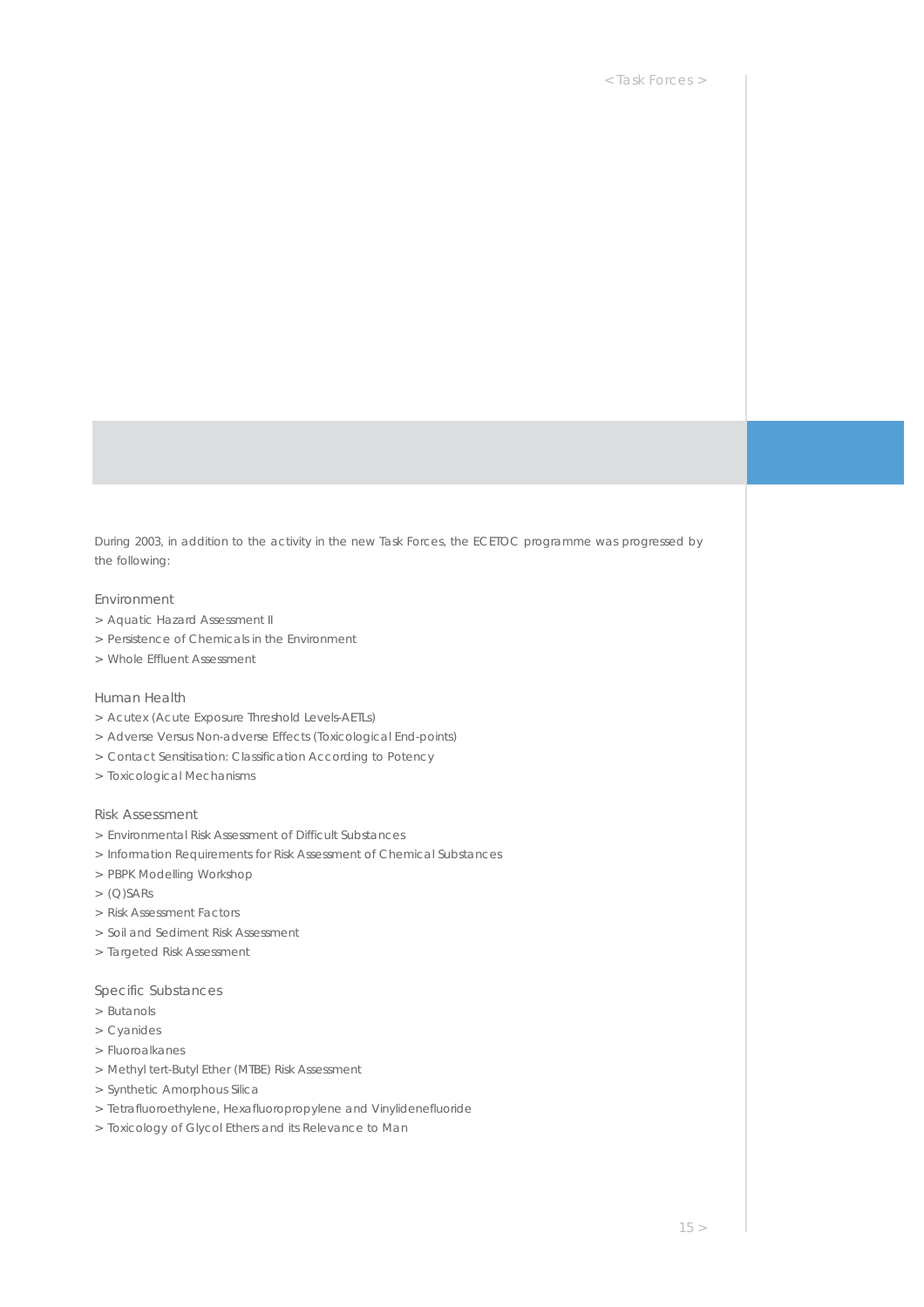During 2003, in addition to the activity in the new Task Forces, the ECETOC programme was progressed by the following:

### Environment

> Aquatic Hazard Assessment II
> Persistence of Chemicals in the Environment
> Whole Effluent Assessment

### Human Health

> Acutex (Acute Exposure Threshold Levels-AETLs)
> Adverse Versus Non-adverse Effects (Toxicological End-points)
> Contact Sensitisation: Classification According to Potency
> Toxicological Mechanisms

### Risk Assessment

> Environmental Risk Assessment of Difficult Substances
> Information Requirements for Risk Assessment of Chemical Substances
> PBPK Modelling Workshop
> (Q)SARs
> Risk Assessment Factors
> Soil and Sediment Risk Assessment
> Targeted Risk Assessment

### Specific Substances

> Butanols
> Cyanides
> Fluoroalkanes
> Methyl tert-Butyl Ether (MTBE) Risk Assessment
> Synthetic Amorphous Silica
> Tetrafluoroethylene, Hexafluoropropylene and Vinylidenefluoride
> Toxicology of Glycol Ethers and its Relevance to Man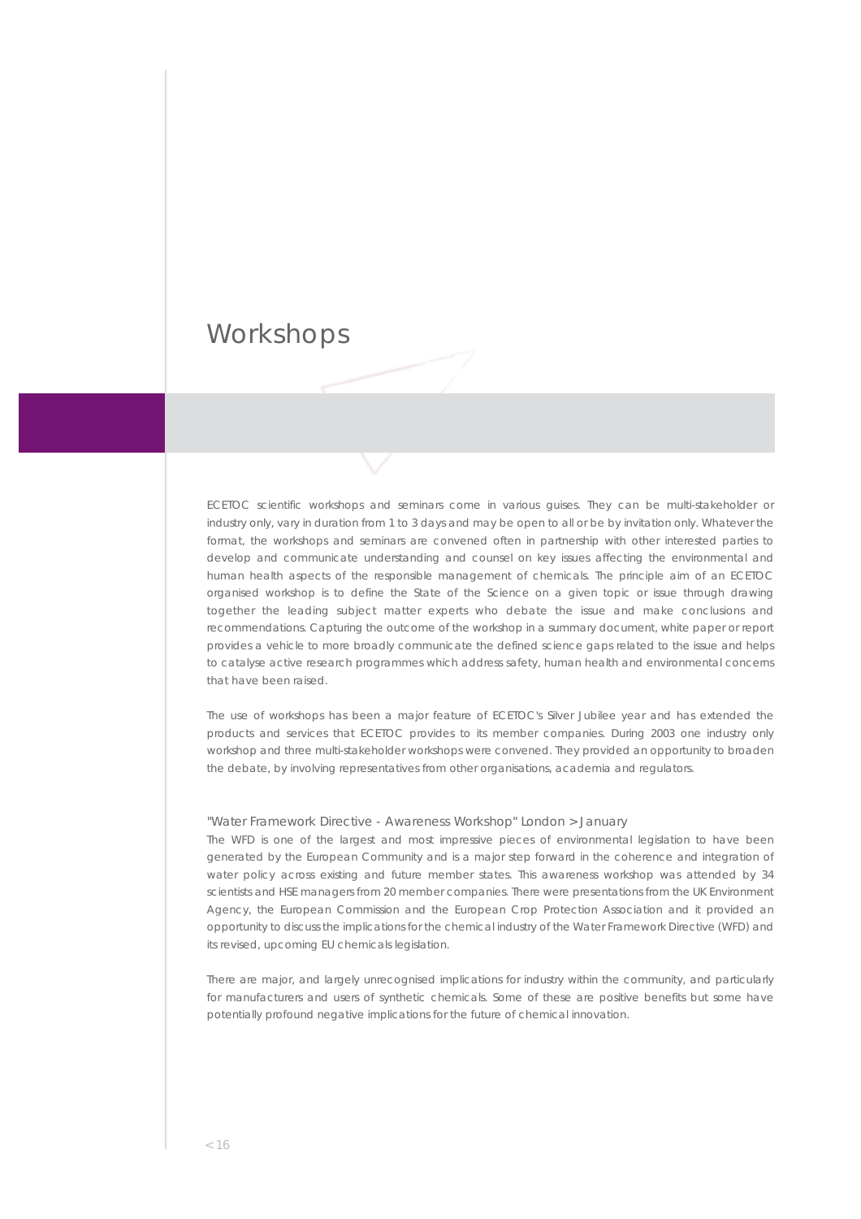# Workshops

ECETOC scientific workshops and seminars come in various guises. They can be multi-stakeholder or industry only, vary in duration from 1 to 3 days and may be open to all or be by invitation only. Whatever the format, the workshops and seminars are convened often in partnership with other interested parties to develop and communicate understanding and counsel on key issues affecting the environmental and human health aspects of the responsible management of chemicals. The principle aim of an ECETOC organised workshop is to define the State of the Science on a given topic or issue through drawing together the leading subject matter experts who debate the issue and make conclusions and recommendations. Capturing the outcome of the workshop in a summary document, white paper or report provides a vehicle to more broadly communicate the defined science gaps related to the issue and helps to catalyse active research programmes which address safety, human health and environmental concerns that have been raised.

The use of workshops has been a major feature of ECETOC's Silver Jubilee year and has extended the products and services that ECETOC provides to its member companies. During 2003 one industry only workshop and three multi-stakeholder workshops were convened. They provided an opportunity to broaden the debate, by involving representatives from other organisations, academia and regulators.

### "Water Framework Directive - Awareness Workshop" London > January

The WFD is one of the largest and most impressive pieces of environmental legislation to have been generated by the European Community and is a major step forward in the coherence and integration of water policy across existing and future member states. This awareness workshop was attended by 34 scientists and HSE managers from 20 member companies. There were presentations from the UK Environment Agency, the European Commission and the European Crop Protection Association and it provided an opportunity to discuss the implications for the chemical industry of the Water Framework Directive (WFD) and its revised, upcoming EU chemicals legislation.

There are major, and largely unrecognised implications for industry within the community, and particularly for manufacturers and users of synthetic chemicals. Some of these are positive benefits but some have potentially profound negative implications for the future of chemical innovation.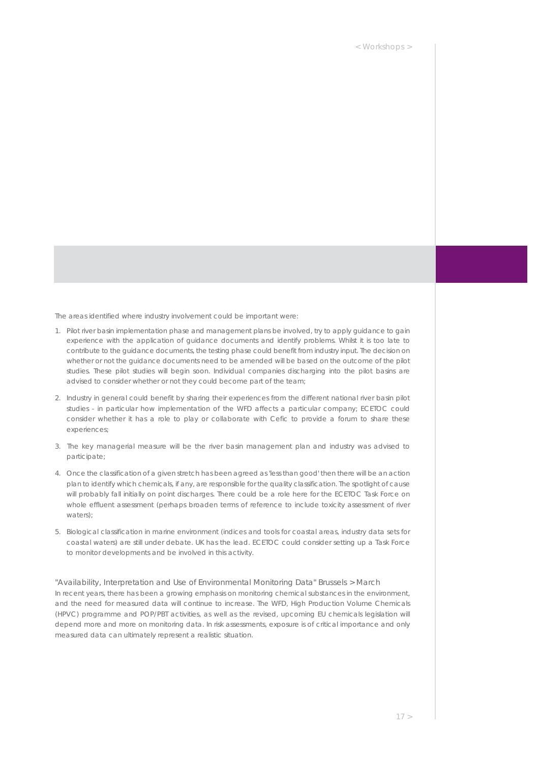The areas identified where industry involvement could be important were:

1. Pilot river basin implementation phase and management plans be involved, try to apply guidance to gain experience with the application of guidance documents and identify problems. Whilst it is too late to contribute to the guidance documents, the testing phase could benefit from industry input. The decision on whether or not the guidance documents need to be amended will be based on the outcome of the pilot studies. These pilot studies will begin soon. Individual companies discharging into the pilot basins are advised to consider whether or not they could become part of the team;

2. Industry in general could benefit by sharing their experiences from the different national river basin pilot studies - in particular how implementation of the WFD affects a particular company; ECETOC could consider whether it has a role to play or collaborate with Cefic to provide a forum to share these experiences;

3. The key managerial measure will be the river basin management plan and industry was advised to participate;

4. Once the classification of a given stretch has been agreed as 'less than good' then there will be an action plan to identify which chemicals, if any, are responsible for the quality classification. The spotlight of cause will probably fall initially on point discharges. There could be a role here for the ECETOC Task Force on whole effluent assessment (perhaps broaden terms of reference to include toxicity assessment of river waters);

5. Biological classification in marine environment (indices and tools for coastal areas, industry data sets for coastal waters) are still under debate. UK has the lead. ECETOC could consider setting up a Task Force to monitor developments and be involved in this activity.

"Availability, Interpretation and Use of Environmental Monitoring Data" Brussels > March

In recent years, there has been a growing emphasis on monitoring chemical substances in the environment, and the need for measured data will continue to increase. The WFD, High Production Volume Chemicals (HPVC) programme and POP/PBT activities, as well as the revised, upcoming EU chemicals legislation will depend more and more on monitoring data. In risk assessments, exposure is of critical importance and only measured data can ultimately represent a realistic situation.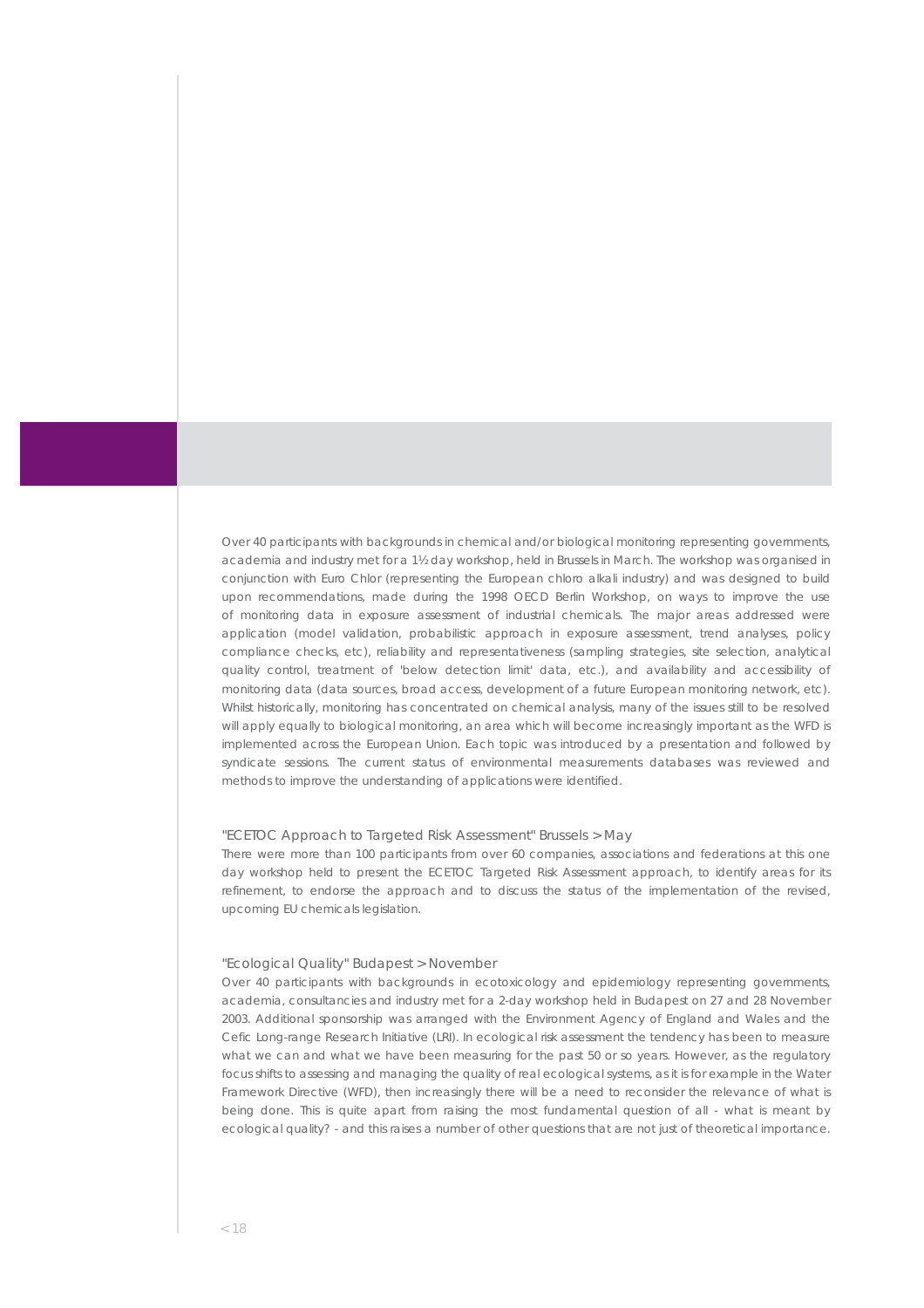Over 40 participants with backgrounds in chemical and/or biological monitoring representing governments, academia and industry met for a 1½ day workshop, held in Brussels in March. The workshop was organised in conjunction with Euro Chlor (representing the European chloro alkali industry) and was designed to build upon recommendations, made during the 1998 OECD Berlin Workshop, on ways to improve the use of monitoring data in exposure assessment of industrial chemicals. The major areas addressed were application (model validation, probabilistic approach in exposure assessment, trend analyses, policy compliance checks, etc), reliability and representativeness (sampling strategies, site selection, analytical quality control, treatment of 'below detection limit' data, etc.), and availability and accessibility of monitoring data (data sources, broad access, development of a future European monitoring network, etc). Whilst historically, monitoring has concentrated on chemical analysis, many of the issues still to be resolved will apply equally to biological monitoring, an area which will become increasingly important as the WFD is implemented across the European Union. Each topic was introduced by a presentation and followed by syndicate sessions. The current status of environmental measurements databases was reviewed and methods to improve the understanding of applications were identified.

### "ECETOC Approach to Targeted Risk Assessment" Brussels > May

There were more than 100 participants from over 60 companies, associations and federations at this one day workshop held to present the ECETOC Targeted Risk Assessment approach, to identify areas for its refinement, to endorse the approach and to discuss the status of the implementation of the revised, upcoming EU chemicals legislation.

### "Ecological Quality" Budapest > November

Over 40 participants with backgrounds in ecotoxicology and epidemiology representing governments, academia, consultancies and industry met for a 2-day workshop held in Budapest on 27 and 28 November 2003. Additional sponsorship was arranged with the Environment Agency of England and Wales and the Cefic Long-range Research Initiative (LRI). In ecological risk assessment the tendency has been to measure what we can and what we have been measuring for the past 50 or so years. However, as the regulatory focus shifts to assessing and managing the quality of real ecological systems, as it is for example in the Water Framework Directive (WFD), then increasingly there will be a need to reconsider the relevance of what is being done. This is quite apart from raising the most fundamental question of all - what is meant by ecological quality? - and this raises a number of other questions that are not just of theoretical importance.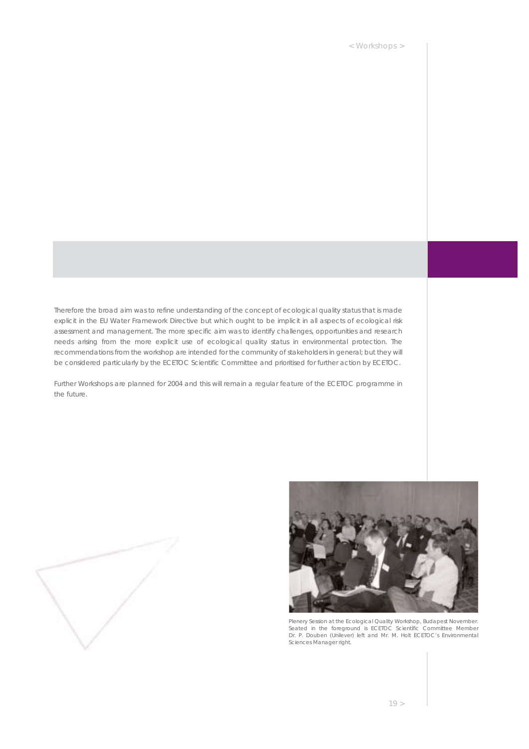Therefore the broad aim was to refine understanding of the concept of ecological quality status that is made explicit in the EU Water Framework Directive but which ought to be implicit in all aspects of ecological risk assessment and management. The more specific aim was to identify challenges, opportunities and research needs arising from the more explicit use of ecological quality status in environmental protection. The recommendations from the workshop are intended for the community of stakeholders in general; but they will be considered particularly by the ECETOC Scientific Committee and prioritised for further action by ECETOC.

Further Workshops are planned for 2004 and this will remain a regular feature of the ECETOC programme in the future.

Plenery Session at the Ecological Quality Workshop, Budapest November. Seated in the foreground is ECETOC Scientific Committee Member Dr. P. Douben (Unilever) left and Mr. M. Holt ECETOC's Environmental Sciences Manager right.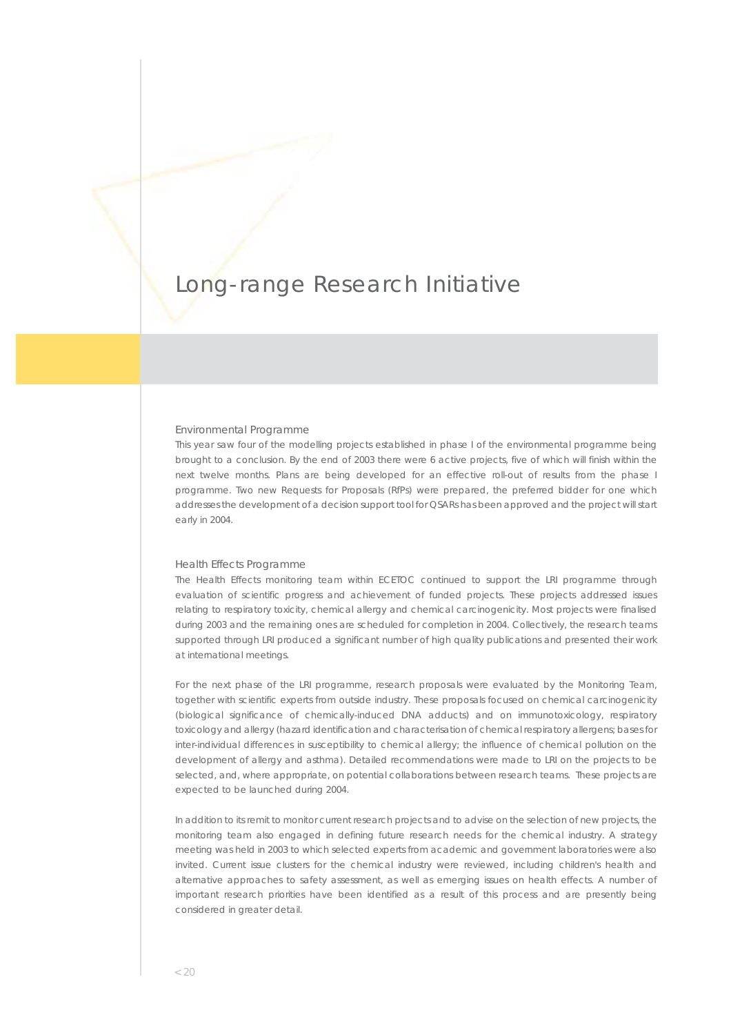# Long-range Research Initiative

## Environmental Programme

This year saw four of the modelling projects established in phase I of the environmental programme being brought to a conclusion. By the end of 2003 there were 6 active projects, five of which will finish within the next twelve months. Plans are being developed for an effective roll-out of results from the phase I programme. Two new Requests for Proposals (RfPs) were prepared, the preferred bidder for one which addresses the development of a decision support tool for QSARs has been approved and the project will start early in 2004.

## Health Effects Programme

The Health Effects monitoring team within ECETOC continued to support the LRI programme through evaluation of scientific progress and achievement of funded projects. These projects addressed issues relating to respiratory toxicity, chemical allergy and chemical carcinogenicity. Most projects were finalised during 2003 and the remaining ones are scheduled for completion in 2004. Collectively, the research teams supported through LRI produced a significant number of high quality publications and presented their work at international meetings.

For the next phase of the LRI programme, research proposals were evaluated by the Monitoring Team, together with scientific experts from outside industry. These proposals focused on chemical carcinogenicity (biological significance of chemically-induced DNA adducts) and on immunotoxicology, respiratory toxicology and allergy (hazard identification and characterisation of chemical respiratory allergens; bases for inter-individual differences in susceptibility to chemical allergy; the influence of chemical pollution on the development of allergy and asthma). Detailed recommendations were made to LRI on the projects to be selected, and, where appropriate, on potential collaborations between research teams. These projects are expected to be launched during 2004.

In addition to its remit to monitor current research projects and to advise on the selection of new projects, the monitoring team also engaged in defining future research needs for the chemical industry. A strategy meeting was held in 2003 to which selected experts from academic and government laboratories were also invited. Current issue clusters for the chemical industry were reviewed, including children's health and alternative approaches to safety assessment, as well as emerging issues on health effects. A number of important research priorities have been identified as a result of this process and are presently being considered in greater detail.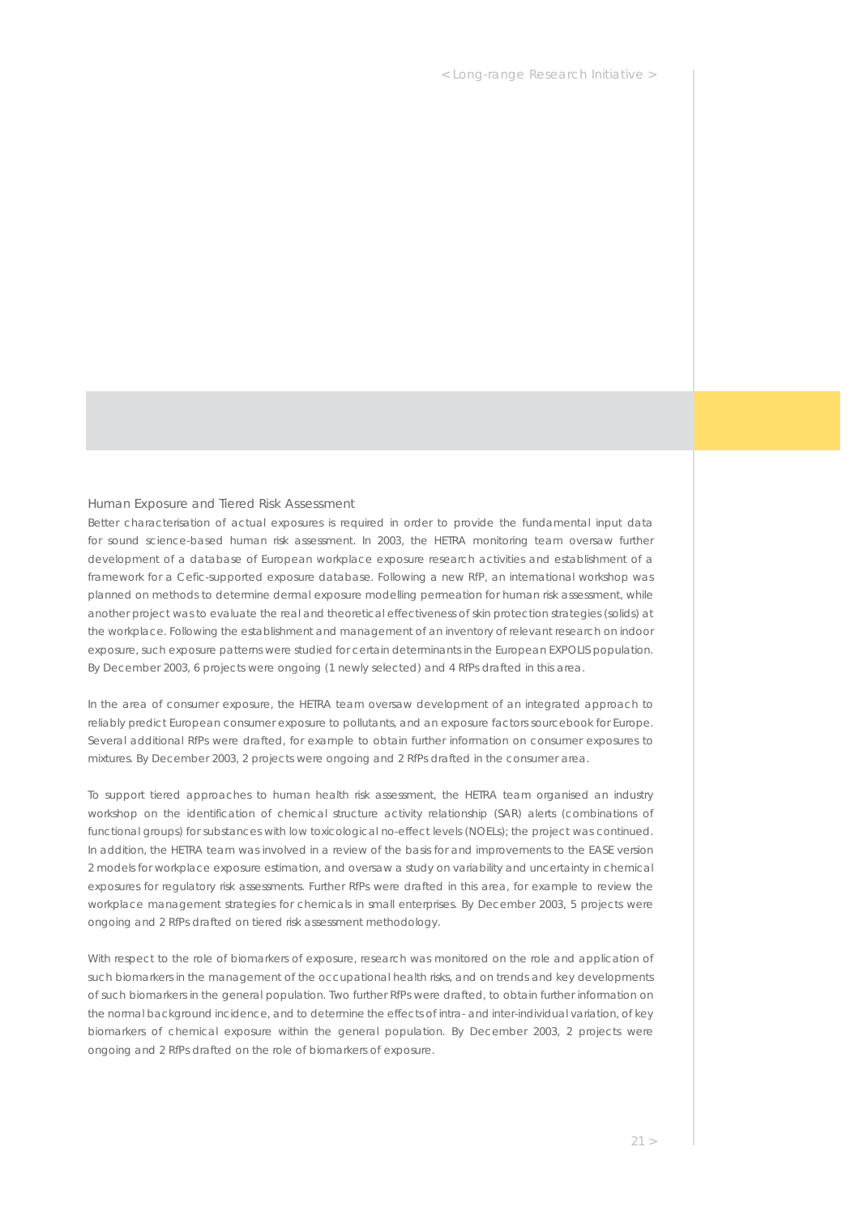## Human Exposure and Tiered Risk Assessment

Better characterisation of actual exposures is required in order to provide the fundamental input data for sound science-based human risk assessment. In 2003, the HETRA monitoring team oversaw further development of a database of European workplace exposure research activities and establishment of a framework for a Cefic-supported exposure database. Following a new RfP, an international workshop was planned on methods to determine dermal exposure modelling permeation for human risk assessment, while another project was to evaluate the real and theoretical effectiveness of skin protection strategies (solids) at the workplace. Following the establishment and management of an inventory of relevant research on indoor exposure, such exposure patterns were studied for certain determinants in the European EXPOLIS population. By December 2003, 6 projects were ongoing (1 newly selected) and 4 RfPs drafted in this area.

In the area of consumer exposure, the HETRA team oversaw development of an integrated approach to reliably predict European consumer exposure to pollutants, and an exposure factors sourcebook for Europe. Several additional RfPs were drafted, for example to obtain further information on consumer exposures to mixtures. By December 2003, 2 projects were ongoing and 2 RfPs drafted in the consumer area.

To support tiered approaches to human health risk assessment, the HETRA team organised an industry workshop on the identification of chemical structure activity relationship (SAR) alerts (combinations of functional groups) for substances with low toxicological no-effect levels (NOELs); the project was continued. In addition, the HETRA team was involved in a review of the basis for and improvements to the EASE version 2 models for workplace exposure estimation, and oversaw a study on variability and uncertainty in chemical exposures for regulatory risk assessments. Further RfPs were drafted in this area, for example to review the workplace management strategies for chemicals in small enterprises. By December 2003, 5 projects were ongoing and 2 RfPs drafted on tiered risk assessment methodology.

With respect to the role of biomarkers of exposure, research was monitored on the role and application of such biomarkers in the management of the occupational health risks, and on trends and key developments of such biomarkers in the general population. Two further RfPs were drafted, to obtain further information on the normal background incidence, and to determine the effects of intra- and inter-individual variation, of key biomarkers of chemical exposure within the general population. By December 2003, 2 projects were ongoing and 2 RfPs drafted on the role of biomarkers of exposure.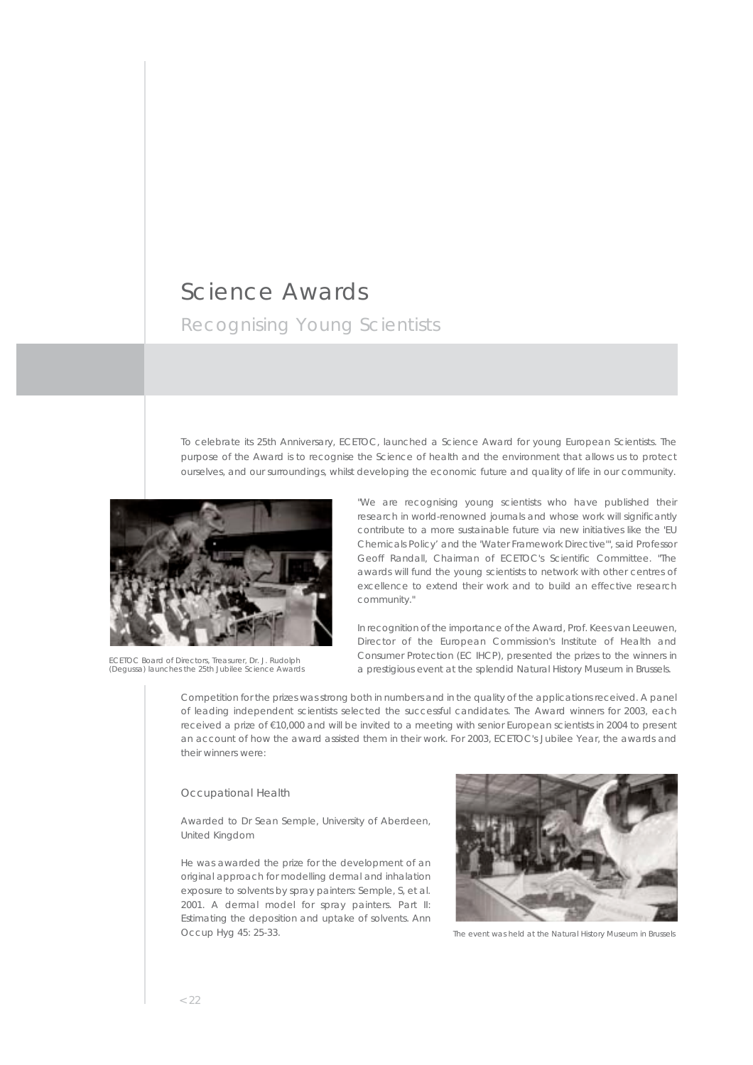# Science Awards

## Recognising Young Scientists

To celebrate its 25th Anniversary, ECETOC, launched a Science Award for young European Scientists. The purpose of the Award is to recognise the Science of health and the environment that allows us to protect ourselves, and our surroundings, whilst developing the economic future and quality of life in our community.

ECETOC Board of Directors, Treasurer, Dr. J. Rudolph (Degussa) launches the 25th Jubilee Science Awards

"We are recognising young scientists who have published their research in world-renowned journals and whose work will significantly contribute to a more sustainable future via new initiatives like the 'EU Chemicals Policy' and the 'Water Framework Directive'", said Professor Geoff Randall, Chairman of ECETOC's Scientific Committee. "The awards will fund the young scientists to network with other centres of excellence to extend their work and to build an effective research community."

In recognition of the importance of the Award, Prof. Kees van Leeuwen, Director of the European Commission's Institute of Health and Consumer Protection (EC IHCP), presented the prizes to the winners in a prestigious event at the splendid Natural History Museum in Brussels.

Competition for the prizes was strong both in numbers and in the quality of the applications received. A panel of leading independent scientists selected the successful candidates. The Award winners for 2003, each received a prize of €10,000 and will be invited to a meeting with senior European scientists in 2004 to present an account of how the award assisted them in their work. For 2003, ECETOC's Jubilee Year, the awards and their winners were:

### Occupational Health

Awarded to Dr Sean Semple, University of Aberdeen, United Kingdom

He was awarded the prize for the development of an original approach for modelling dermal and inhalation exposure to solvents by spray painters: Semple, S, et al. 2001. A dermal model for spray painters. Part II: Estimating the deposition and uptake of solvents. Ann Occup Hyg 45: 25-33.

The event was held at the Natural History Museum in Brussels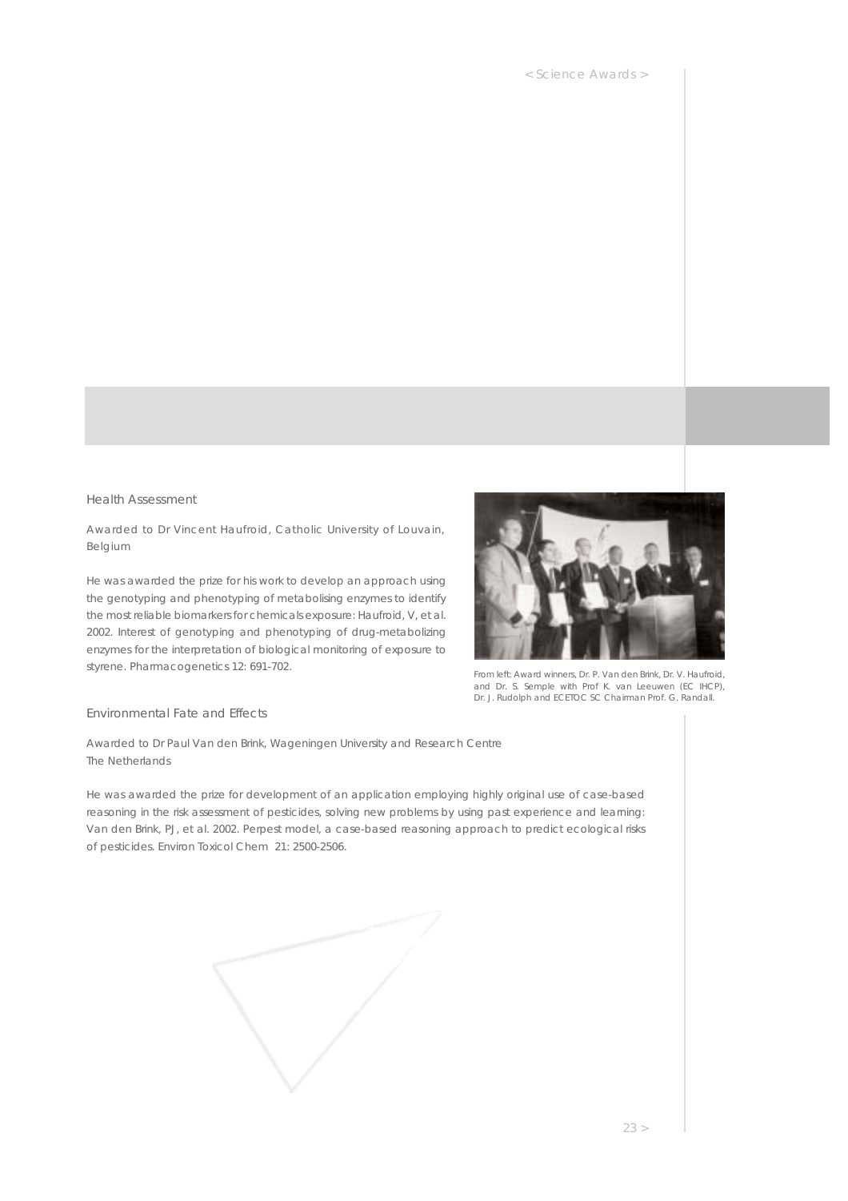## Health Assessment

Awarded to Dr Vincent Haufroid, Catholic University of Louvain, Belgium

He was awarded the prize for his work to develop an approach using the genotyping and phenotyping of metabolising enzymes to identify the most reliable biomarkers for chemicals exposure: Haufroid, V, et al. 2002. Interest of genotyping and phenotyping of drug-metabolizing enzymes for the interpretation of biological monitoring of exposure to styrene. Pharmacogenetics 12: 691-702.

From left: Award winners, Dr. P. Van den Brink, Dr. V. Haufroid, and Dr. S. Semple with Prof K. van Leeuwen (EC IHCP), Dr. J. Rudolph and ECETOC SC Chairman Prof. G. Randall.

## Environmental Fate and Effects

Awarded to Dr Paul Van den Brink, Wageningen University and Research Centre The Netherlands

He was awarded the prize for development of an application employing highly original use of case-based reasoning in the risk assessment of pesticides, solving new problems by using past experience and learning: Van den Brink, PJ, et al. 2002. Perpest model, a case-based reasoning approach to predict ecological risks of pesticides. Environ Toxicol Chem 21: 2500-2506.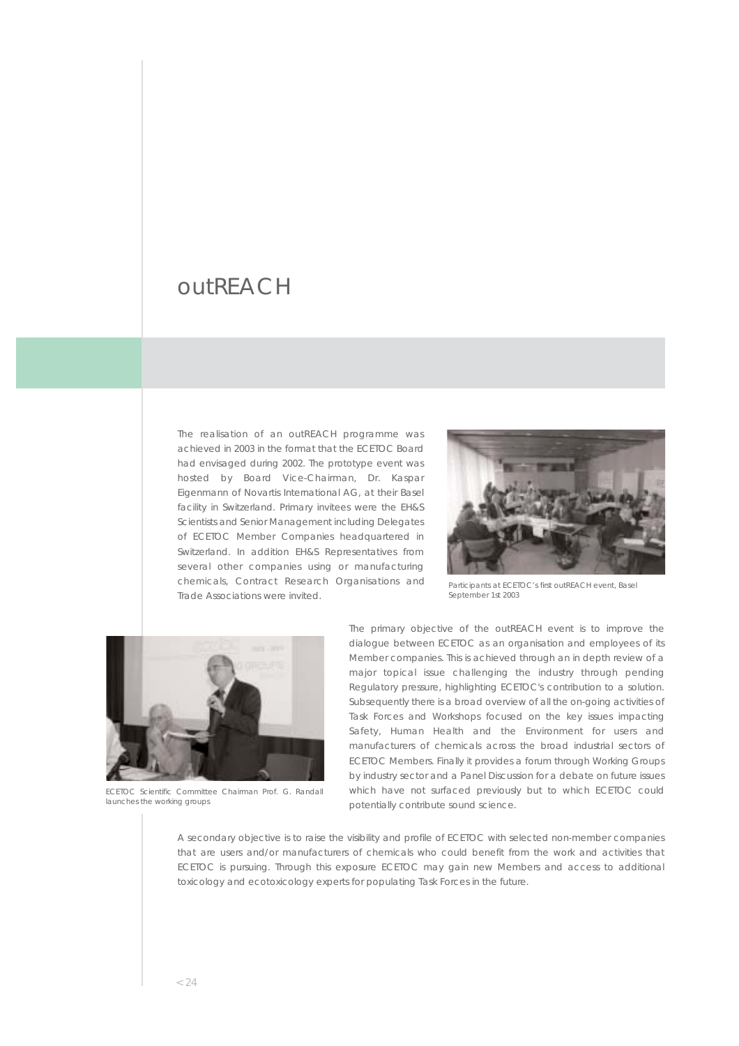# outREACH

The realisation of an outREACH programme was achieved in 2003 in the format that the ECETOC Board had envisaged during 2002. The prototype event was hosted by Board Vice-Chairman, Dr. Kaspar Eigenmann of Novartis International AG, at their Basel facility in Switzerland. Primary invitees were the EH&S Scientists and Senior Management including Delegates of ECETOC Member Companies headquartered in Switzerland. In addition EH&S Representatives from several other companies using or manufacturing chemicals, Contract Research Organisations and Trade Associations were invited.

Participants at ECETOC's first outREACH event, Basel September 1st 2003

The primary objective of the outREACH event is to improve the dialogue between ECETOC as an organisation and employees of its Member companies. This is achieved through an in depth review of a major topical issue challenging the industry through pending Regulatory pressure, highlighting ECETOC's contribution to a solution. Subsequently there is a broad overview of all the on-going activities of Task Forces and Workshops focused on the key issues impacting Safety, Human Health and the Environment for users and manufacturers of chemicals across the broad industrial sectors of ECETOC Members. Finally it provides a forum through Working Groups by industry sector and a Panel Discussion for a debate on future issues which have not surfaced previously but to which ECETOC could potentially contribute sound science.

ECETOC Scientific Committee Chairman Prof. G. Randall launches the working groups

A secondary objective is to raise the visibility and profile of ECETOC with selected non-member companies that are users and/or manufacturers of chemicals who could benefit from the work and activities that ECETOC is pursuing. Through this exposure ECETOC may gain new Members and access to additional toxicology and ecotoxicology experts for populating Task Forces in the future.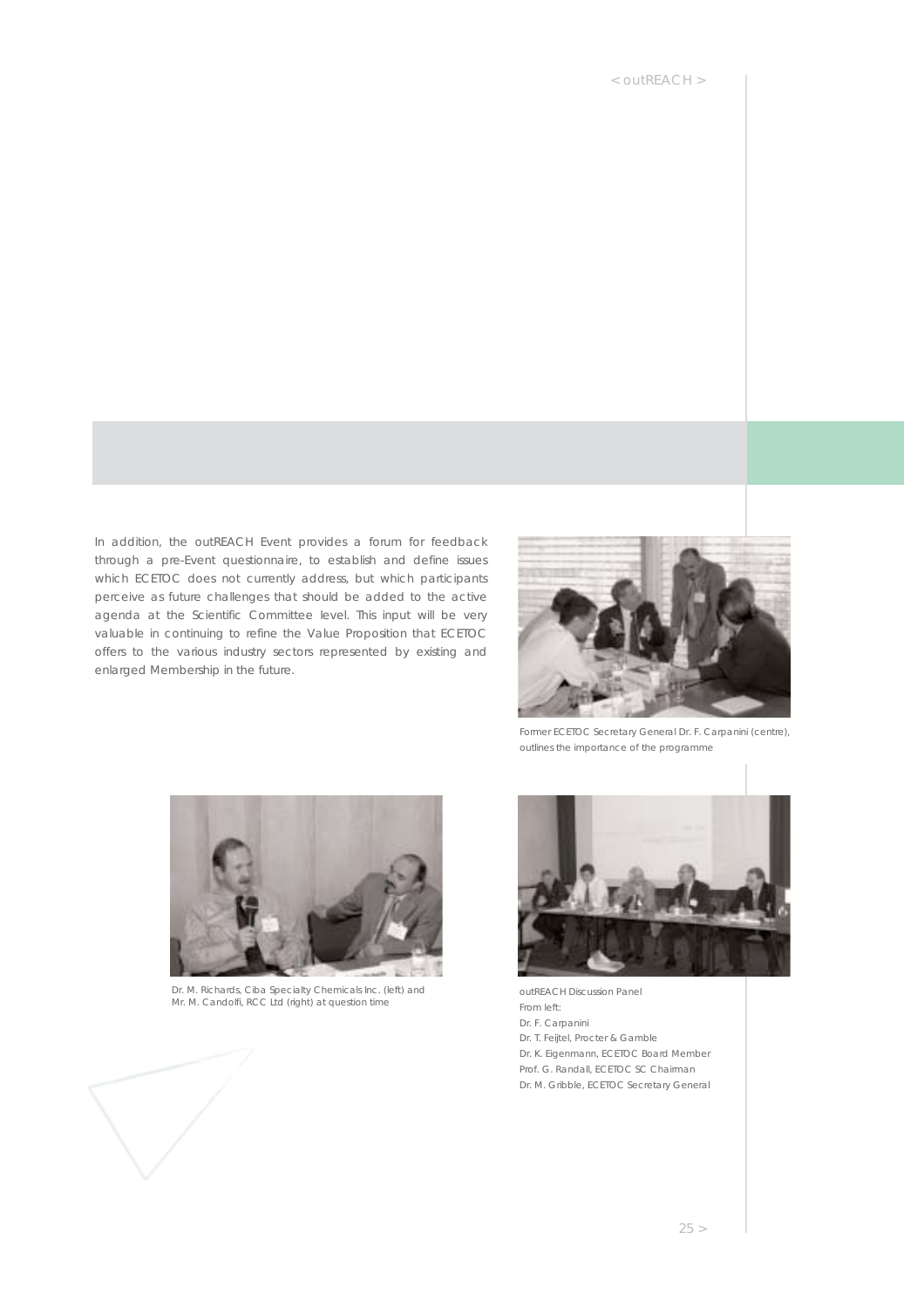In addition, the outREACH Event provides a forum for feedback through a pre-Event questionnaire, to establish and define issues which ECETOC does not currently address, but which participants perceive as future challenges that should be added to the active agenda at the Scientific Committee level. This input will be very valuable in continuing to refine the Value Proposition that ECETOC offers to the various industry sectors represented by existing and enlarged Membership in the future.

Former ECETOC Secretary General Dr. F. Carpanini (centre), outlines the importance of the programme

Dr. M. Richards, Ciba Specialty Chemicals Inc. (left) and Mr. M. Candolfi, RCC Ltd (right) at question time

outREACH Discussion Panel
From left:
Dr. F. Carpanini
Dr. T. Feijtel, Procter & Gamble
Dr. K. Eigenmann, ECETOC Board Member
Prof. G. Randall, ECETOC SC Chairman
Dr. M. Gribble, ECETOC Secretary General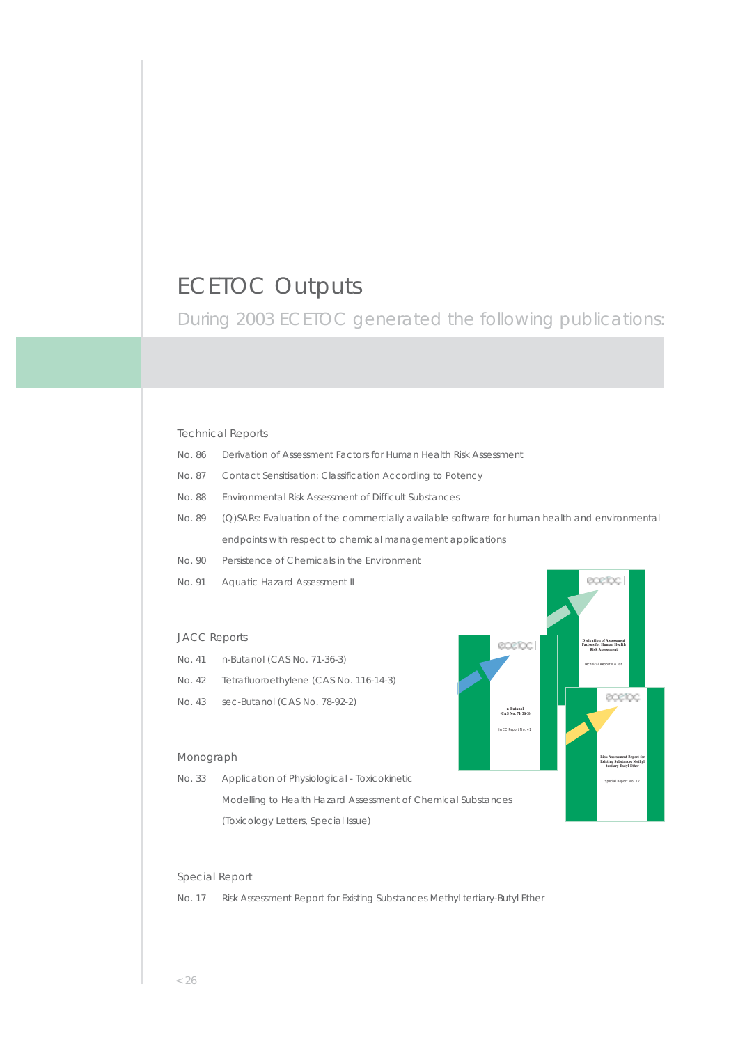# ECETOC Outputs

During 2003 ECETOC generated the following publications:

### Technical Reports

No. 86 Derivation of Assessment Factors for Human Health Risk Assessment

No. 87 Contact Sensitisation: Classification According to Potency

No. 88 Environmental Risk Assessment of Difficult Substances

No. 89 (Q)SARs: Evaluation of the commercially available software for human health and environmental endpoints with respect to chemical management applications

No. 90 Persistence of Chemicals in the Environment

No. 91 Aquatic Hazard Assessment II

### JACC Reports

No. 41 n-Butanol (CAS No. 71-36-3)

No. 42 Tetrafluoroethylene (CAS No. 116-14-3)

No. 43 sec-Butanol (CAS No. 78-92-2)

### Monograph

No. 33 Application of Physiological - Toxicokinetic Modelling to Health Hazard Assessment of Chemical Substances (Toxicology Letters, Special Issue)

### Special Report

No. 17 Risk Assessment Report for Existing Substances Methyl tertiary-Butyl Ether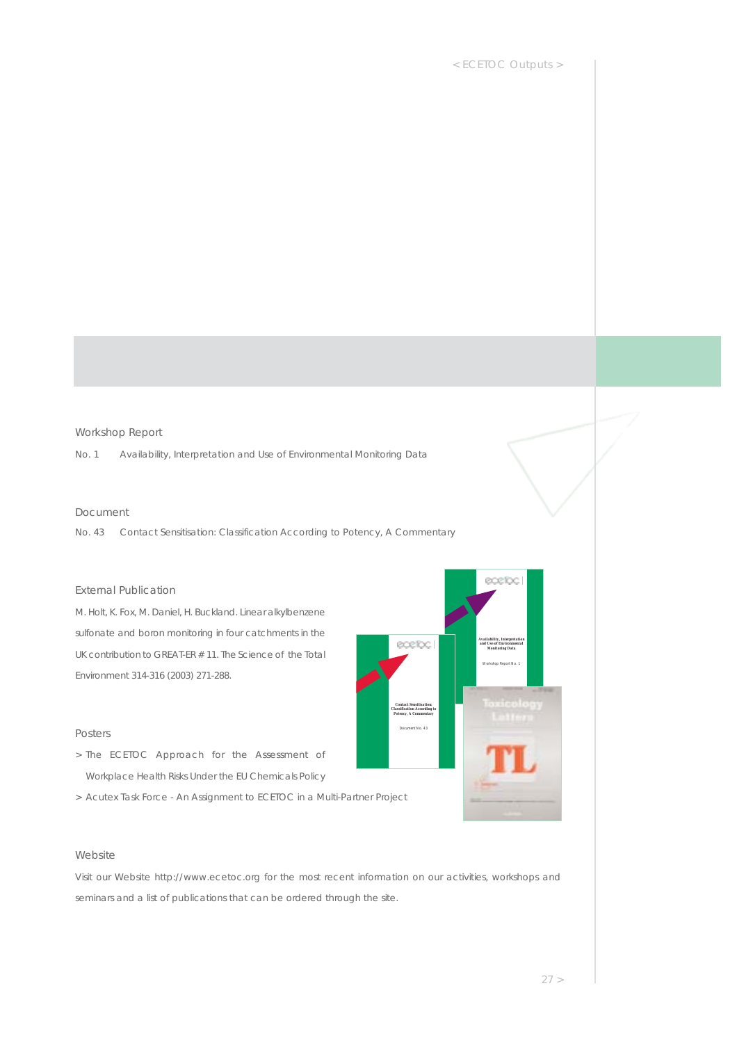## Workshop Report

No. 1 Availability, Interpretation and Use of Environmental Monitoring Data

## Document

No. 43 Contact Sensitisation: Classification According to Potency, A Commentary

## External Publication

M. Holt, K. Fox, M. Daniel, H. Buckland. Linear alkylbenzene sulfonate and boron monitoring in four catchments in the UK contribution to GREAT-ER # 11. The Science of the Total Environment 314-316 (2003) 271-288.

## Posters

> The ECETOC Approach for the Assessment of Workplace Health Risks Under the EU Chemicals Policy

> Acutex Task Force - An Assignment to ECETOC in a Multi-Partner Project

## Website

Visit our Website http://www.ecetoc.org for the most recent information on our activities, workshops and seminars and a list of publications that can be ordered through the site.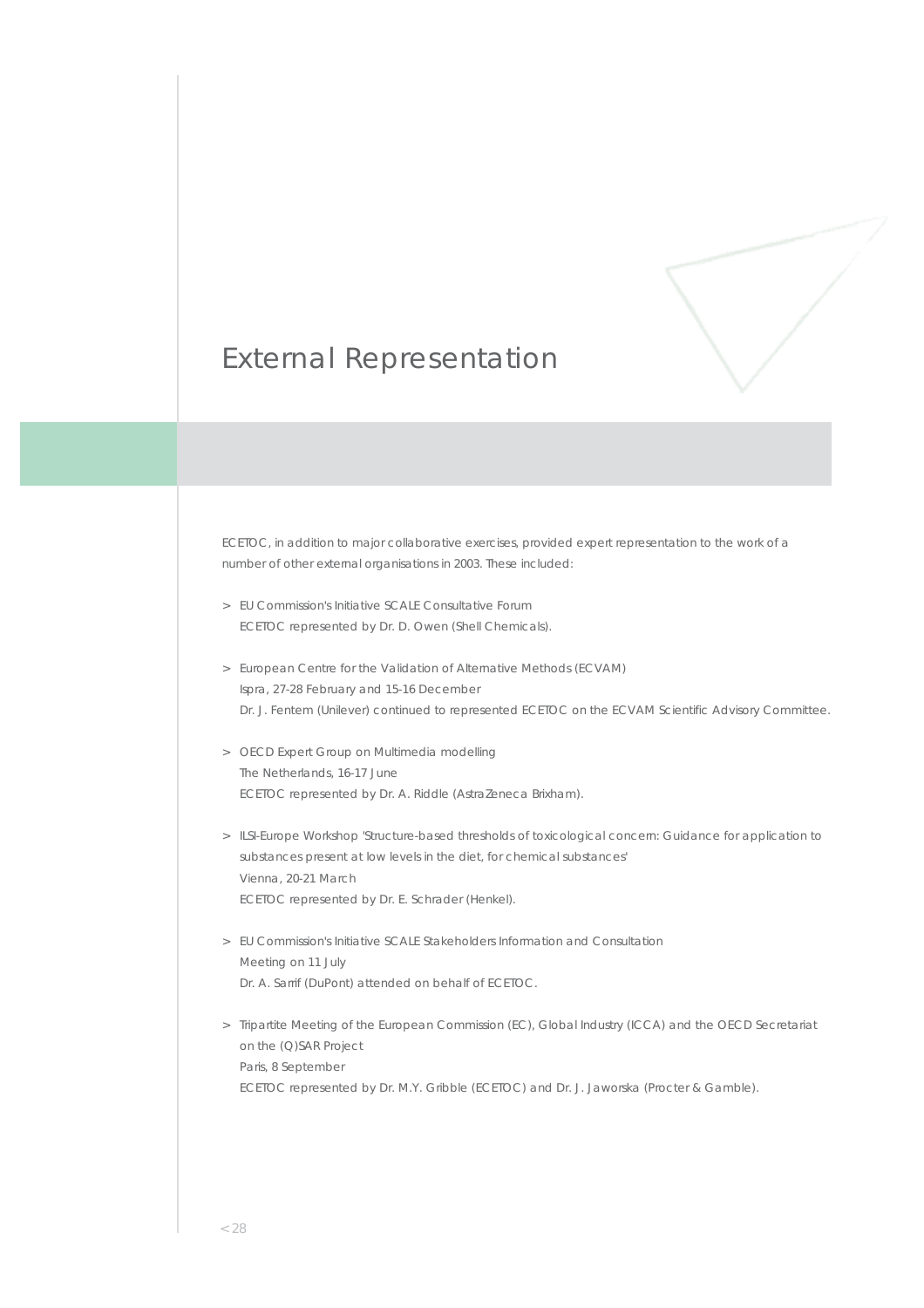# External Representation

ECETOC, in addition to major collaborative exercises, provided expert representation to the work of a number of other external organisations in 2003. These included:

> EU Commission's Initiative SCALE Consultative Forum
ECETOC represented by Dr. D. Owen (Shell Chemicals).

> European Centre for the Validation of Alternative Methods (ECVAM)
Ispra, 27-28 February and 15-16 December
Dr. J. Fentem (Unilever) continued to represented ECETOC on the ECVAM Scientific Advisory Committee.

> OECD Expert Group on Multimedia modelling
The Netherlands, 16-17 June
ECETOC represented by Dr. A. Riddle (AstraZeneca Brixham).

> ILSI-Europe Workshop 'Structure-based thresholds of toxicological concern: Guidance for application to substances present at low levels in the diet, for chemical substances'
Vienna, 20-21 March
ECETOC represented by Dr. E. Schrader (Henkel).

> EU Commission's Initiative SCALE Stakeholders Information and Consultation Meeting on 11 July
Dr. A. Sarrif (DuPont) attended on behalf of ECETOC.

> Tripartite Meeting of the European Commission (EC), Global Industry (ICCA) and the OECD Secretariat on the (Q)SAR Project
Paris, 8 September
ECETOC represented by Dr. M.Y. Gribble (ECETOC) and Dr. J. Jaworska (Procter & Gamble).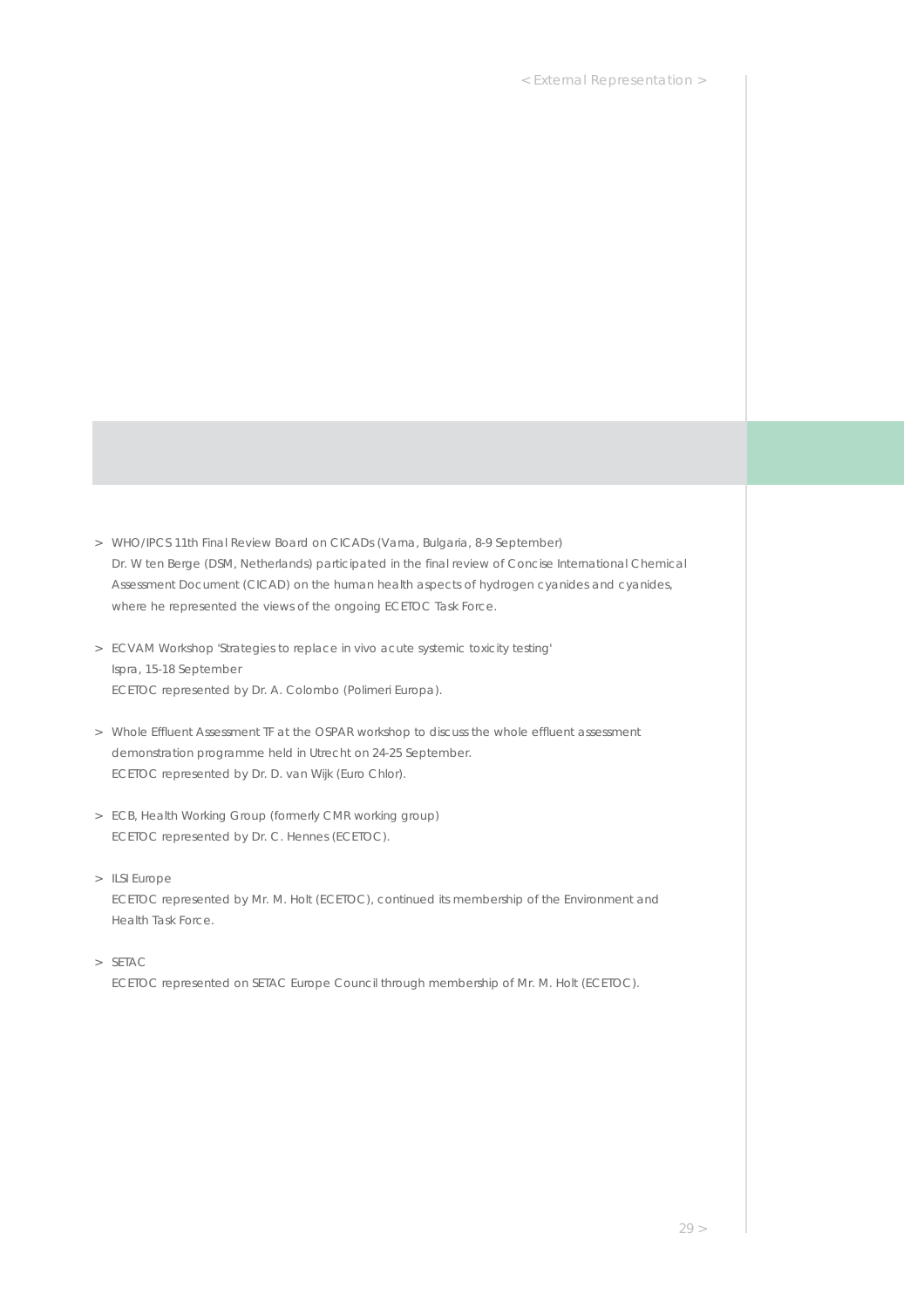- WHO/IPCS 11th Final Review Board on CICADs (Varna, Bulgaria, 8-9 September)
  Dr. W ten Berge (DSM, Netherlands) participated in the final review of Concise International Chemical Assessment Document (CICAD) on the human health aspects of hydrogen cyanides and cyanides, where he represented the views of the ongoing ECETOC Task Force.

- ECVAM Workshop 'Strategies to replace in vivo acute systemic toxicity testing'
  Ispra, 15-18 September
  ECETOC represented by Dr. A. Colombo (Polimeri Europa).

- Whole Effluent Assessment TF at the OSPAR workshop to discuss the whole effluent assessment demonstration programme held in Utrecht on 24-25 September.
  ECETOC represented by Dr. D. van Wijk (Euro Chlor).

- ECB, Health Working Group (formerly CMR working group)
  ECETOC represented by Dr. C. Hennes (ECETOC).

- ILSI Europe
  ECETOC represented by Mr. M. Holt (ECETOC), continued its membership of the Environment and Health Task Force.

- SETAC
  ECETOC represented on SETAC Europe Council through membership of Mr. M. Holt (ECETOC).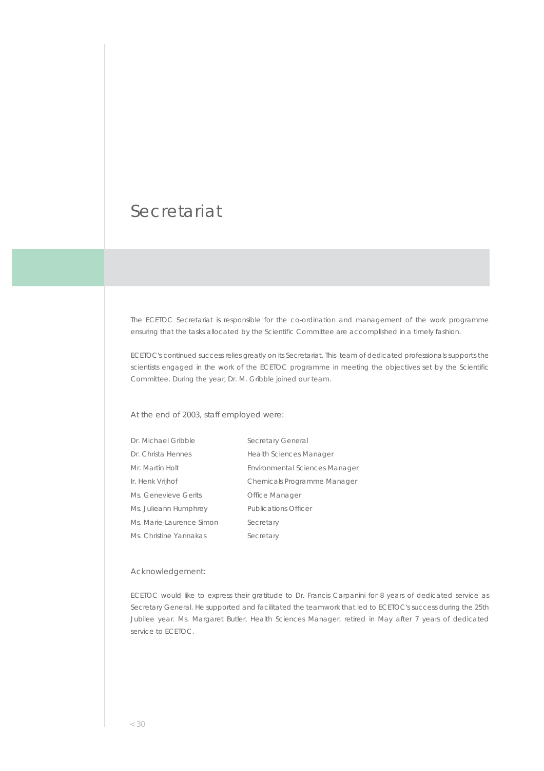# Secretariat

The ECETOC Secretariat is responsible for the co-ordination and management of the work programme ensuring that the tasks allocated by the Scientific Committee are accomplished in a timely fashion.

ECETOC's continued success relies greatly on its Secretariat. This team of dedicated professionals supports the scientists engaged in the work of the ECETOC programme in meeting the objectives set by the Scientific Committee. During the year, Dr. M. Gribble joined our team.

At the end of 2003, staff employed were:

| | |
|---|---|
| Dr. Michael Gribble | Secretary General |
| Dr. Christa Hennes | Health Sciences Manager |
| Mr. Martin Holt | Environmental Sciences Manager |
| Ir. Henk Vrijhof | Chemicals Programme Manager |
| Ms. Genevieve Gerits | Office Manager |
| Ms. Julieann Humphrey | Publications Officer |
| Ms. Marie-Laurence Simon | Secretary |
| Ms. Christine Yannakas | Secretary |

Acknowledgement:

ECETOC would like to express their gratitude to Dr. Francis Carpanini for 8 years of dedicated service as Secretary General. He supported and facilitated the teamwork that led to ECETOC's success during the 25th Jubilee year. Ms. Margaret Butler, Health Sciences Manager, retired in May after 7 years of dedicated service to ECETOC.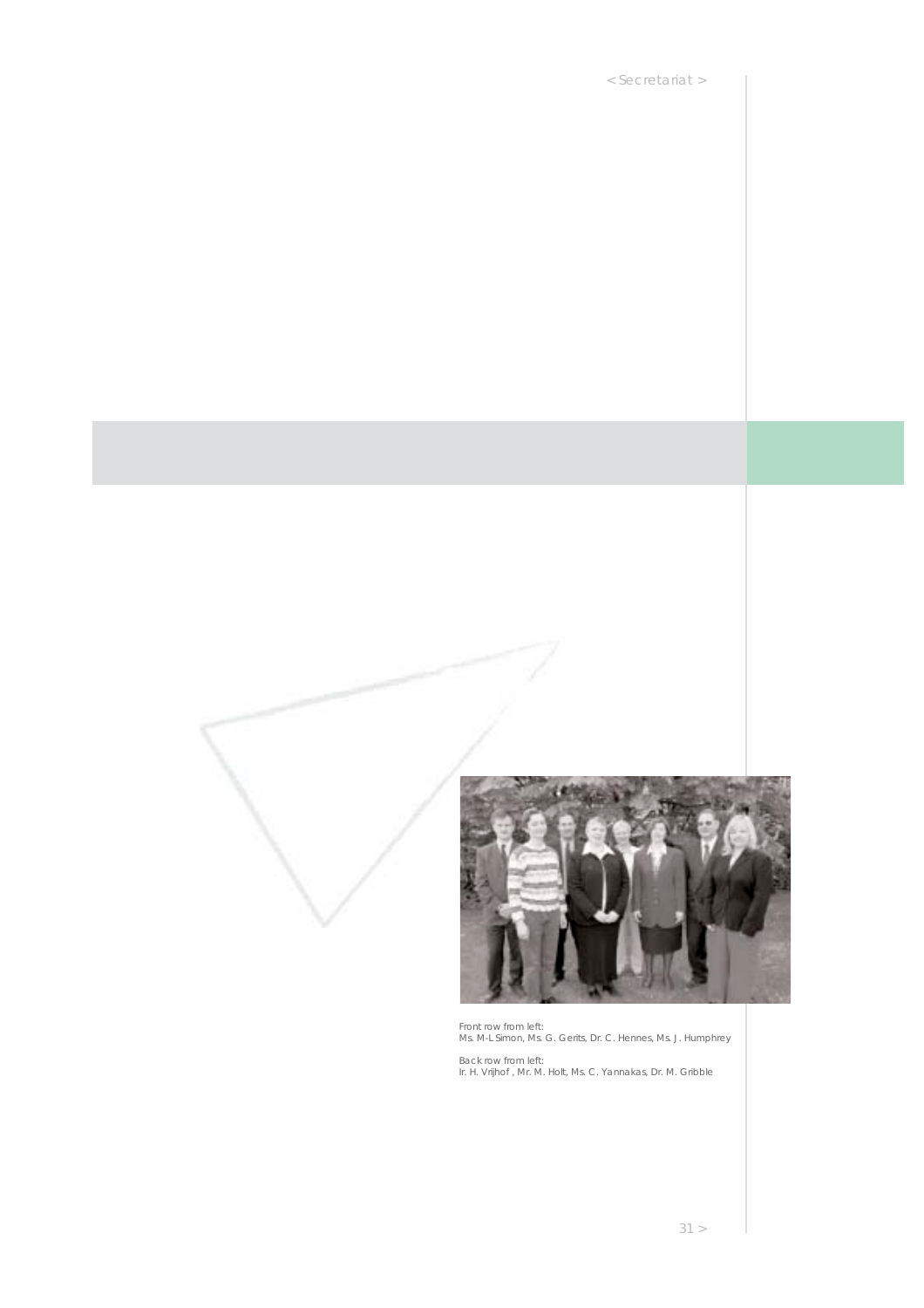Front row from left:
Ms. M-L Simon, Ms. G. Gerits, Dr. C. Hennes, Ms. J. Humphrey

Back row from left:
Ir. H. Vrijhof , Mr. M. Holt, Ms. C. Yannakas, Dr. M. Gribble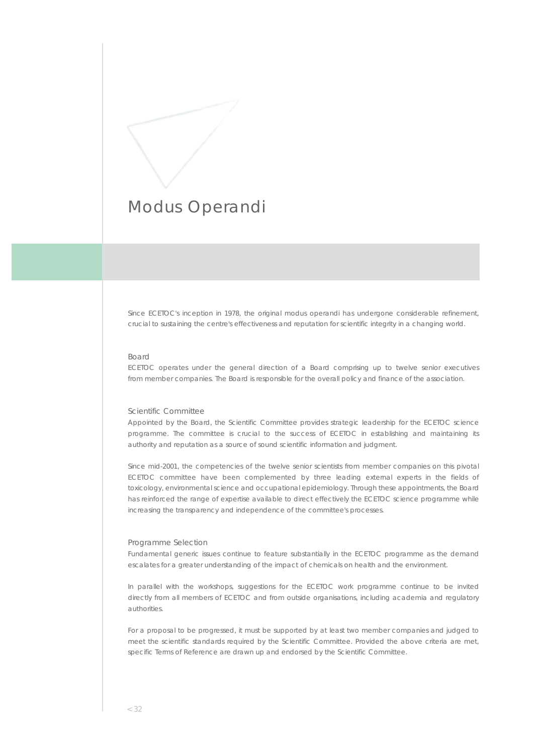# Modus Operandi

Since ECETOC's inception in 1978, the original modus operandi has undergone considerable refinement, crucial to sustaining the centre's effectiveness and reputation for scientific integrity in a changing world.

## Board

ECETOC operates under the general direction of a Board comprising up to twelve senior executives from member companies. The Board is responsible for the overall policy and finance of the association.

## Scientific Committee

Appointed by the Board, the Scientific Committee provides strategic leadership for the ECETOC science programme. The committee is crucial to the success of ECETOC in establishing and maintaining its authority and reputation as a source of sound scientific information and judgment.

Since mid-2001, the competencies of the twelve senior scientists from member companies on this pivotal ECETOC committee have been complemented by three leading external experts in the fields of toxicology, environmental science and occupational epidemiology. Through these appointments, the Board has reinforced the range of expertise available to direct effectively the ECETOC science programme while increasing the transparency and independence of the committee's processes.

## Programme Selection

Fundamental generic issues continue to feature substantially in the ECETOC programme as the demand escalates for a greater understanding of the impact of chemicals on health and the environment.

In parallel with the workshops, suggestions for the ECETOC work programme continue to be invited directly from all members of ECETOC and from outside organisations, including academia and regulatory authorities.

For a proposal to be progressed, it must be supported by at least two member companies and judged to meet the scientific standards required by the Scientific Committee. Provided the above criteria are met, specific Terms of Reference are drawn up and endorsed by the Scientific Committee.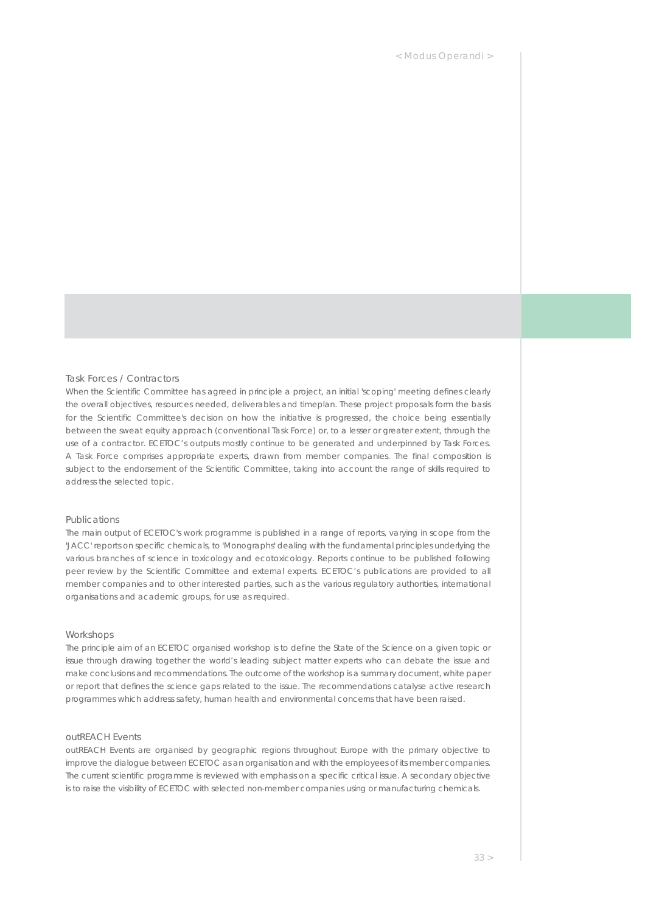## Task Forces / Contractors

When the Scientific Committee has agreed in principle a project, an initial 'scoping' meeting defines clearly the overall objectives, resources needed, deliverables and timeplan. These project proposals form the basis for the Scientific Committee's decision on how the initiative is progressed, the choice being essentially between the sweat equity approach (conventional Task Force) or, to a lesser or greater extent, through the use of a contractor. ECETOC's outputs mostly continue to be generated and underpinned by Task Forces. A Task Force comprises appropriate experts, drawn from member companies. The final composition is subject to the endorsement of the Scientific Committee, taking into account the range of skills required to address the selected topic.

## Publications

The main output of ECETOC's work programme is published in a range of reports, varying in scope from the 'JACC' reports on specific chemicals, to 'Monographs' dealing with the fundamental principles underlying the various branches of science in toxicology and ecotoxicology. Reports continue to be published following peer review by the Scientific Committee and external experts. ECETOC's publications are provided to all member companies and to other interested parties, such as the various regulatory authorities, international organisations and academic groups, for use as required.

## Workshops

The principle aim of an ECETOC organised workshop is to define the State of the Science on a given topic or issue through drawing together the world's leading subject matter experts who can debate the issue and make conclusions and recommendations. The outcome of the workshop is a summary document, white paper or report that defines the science gaps related to the issue. The recommendations catalyse active research programmes which address safety, human health and environmental concerns that have been raised.

## outREACH Events

outREACH Events are organised by geographic regions throughout Europe with the primary objective to improve the dialogue between ECETOC as an organisation and with the employees of its member companies. The current scientific programme is reviewed with emphasis on a specific critical issue. A secondary objective is to raise the visibility of ECETOC with selected non-member companies using or manufacturing chemicals.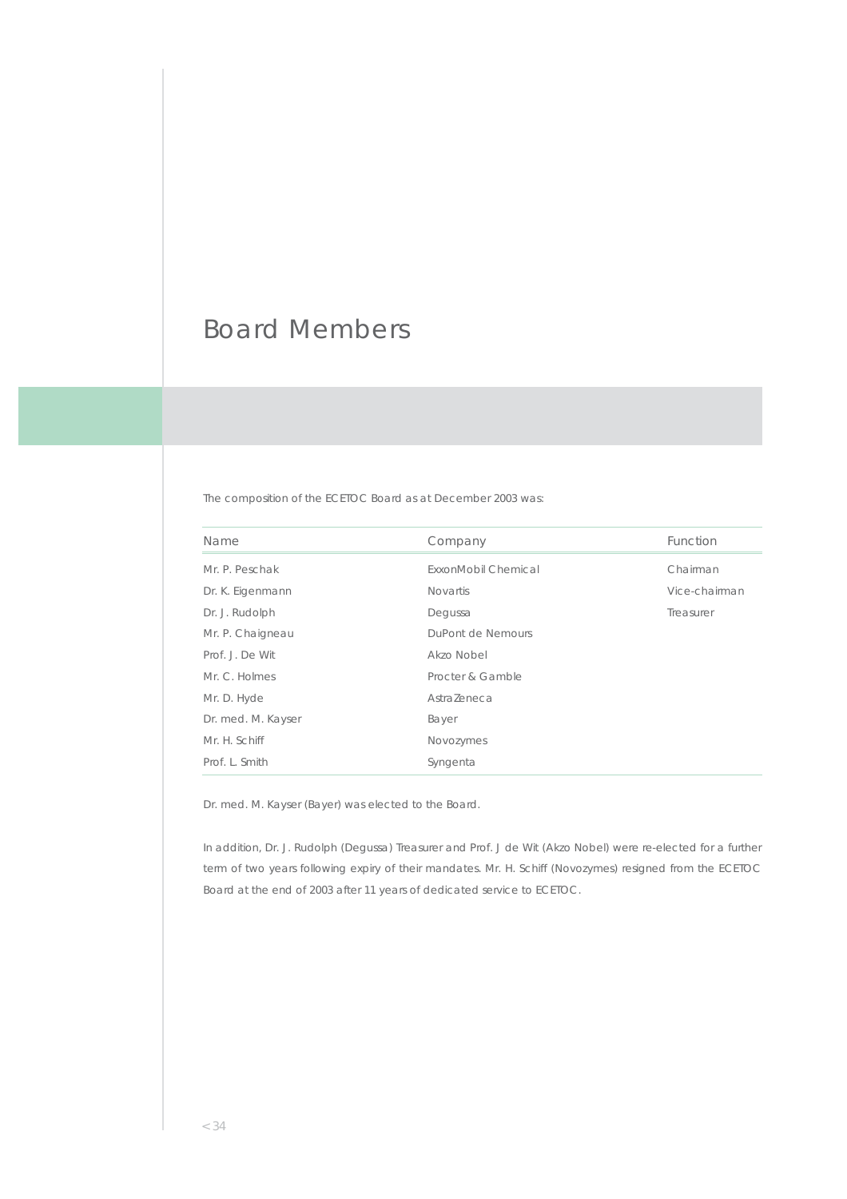# Board Members

The composition of the ECETOC Board as at December 2003 was:

| Name | Company | Function |
|---|---|---|
| Mr. P. Peschak | ExxonMobil Chemical | Chairman |
| Dr. K. Eigenmann | Novartis | Vice-chairman |
| Dr. J. Rudolph | Degussa | Treasurer |
| Mr. P. Chaigneau | DuPont de Nemours | |
| Prof. J. De Wit | Akzo Nobel | |
| Mr. C. Holmes | Procter & Gamble | |
| Mr. D. Hyde | AstraZeneca | |
| Dr. med. M. Kayser | Bayer | |
| Mr. H. Schiff | Novozymes | |
| Prof. L. Smith | Syngenta | |

Dr. med. M. Kayser (Bayer) was elected to the Board.

In addition, Dr. J. Rudolph (Degussa) Treasurer and Prof. J de Wit (Akzo Nobel) were re-elected for a further term of two years following expiry of their mandates. Mr. H. Schiff (Novozymes) resigned from the ECETOC Board at the end of 2003 after 11 years of dedicated service to ECETOC.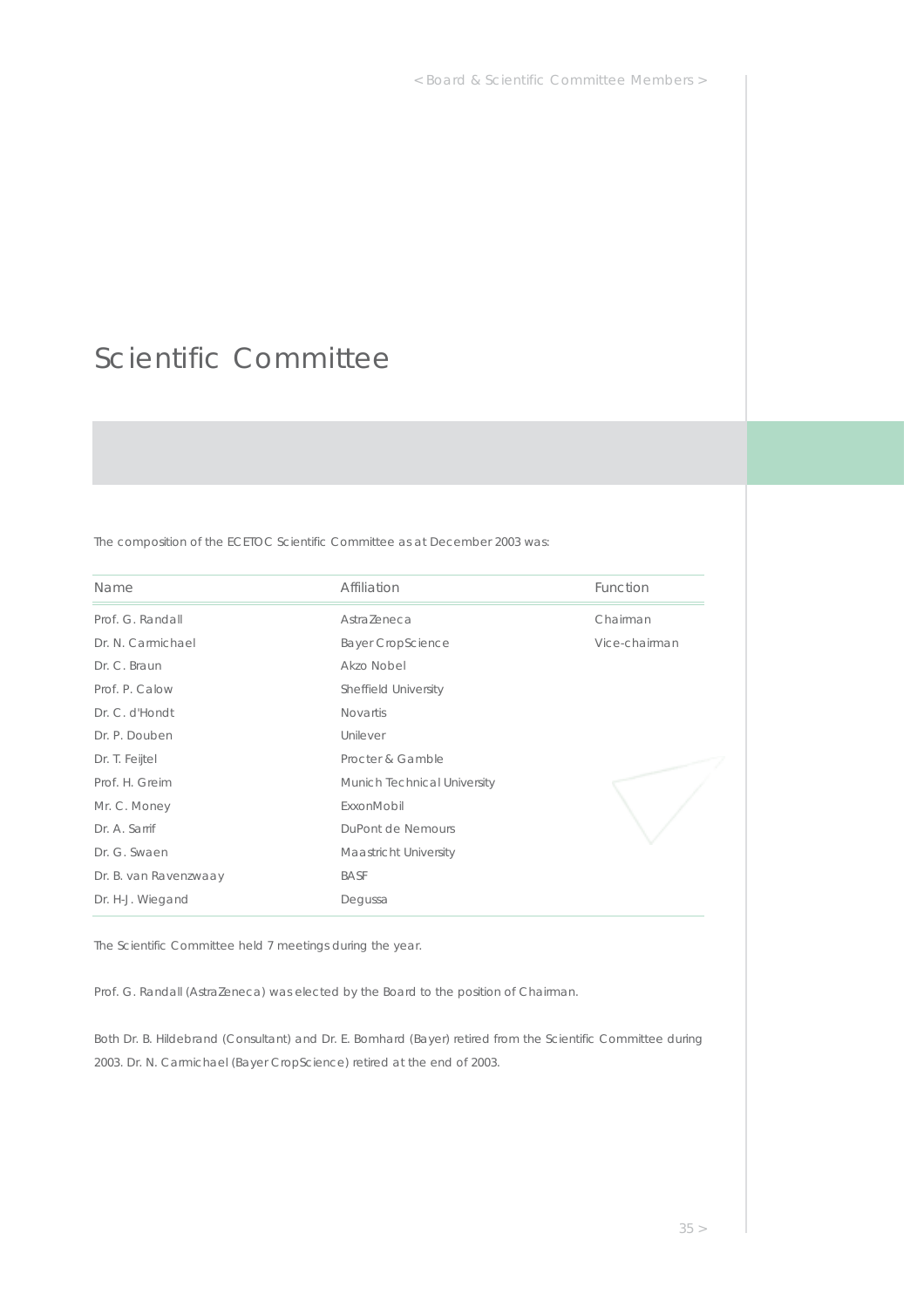# Scientific Committee

The composition of the ECETOC Scientific Committee as at December 2003 was:

| Name | Affiliation | Function |
|---|---|---|
| Prof. G. Randall | AstraZeneca | Chairman |
| Dr. N. Carmichael | Bayer CropScience | Vice-chairman |
| Dr. C. Braun | Akzo Nobel | |
| Prof. P. Calow | Sheffield University | |
| Dr. C. d'Hondt | Novartis | |
| Dr. P. Douben | Unilever | |
| Dr. T. Feijtel | Procter & Gamble | |
| Prof. H. Greim | Munich Technical University | |
| Mr. C. Money | ExxonMobil | |
| Dr. A. Sarrif | DuPont de Nemours | |
| Dr. G. Swaen | Maastricht University | |
| Dr. B. van Ravenzwaay | BASF | |
| Dr. H-J. Wiegand | Degussa | |

The Scientific Committee held 7 meetings during the year.

Prof. G. Randall (AstraZeneca) was elected by the Board to the position of Chairman.

Both Dr. B. Hildebrand (Consultant) and Dr. E. Bomhard (Bayer) retired from the Scientific Committee during 2003. Dr. N. Carmichael (Bayer CropScience) retired at the end of 2003.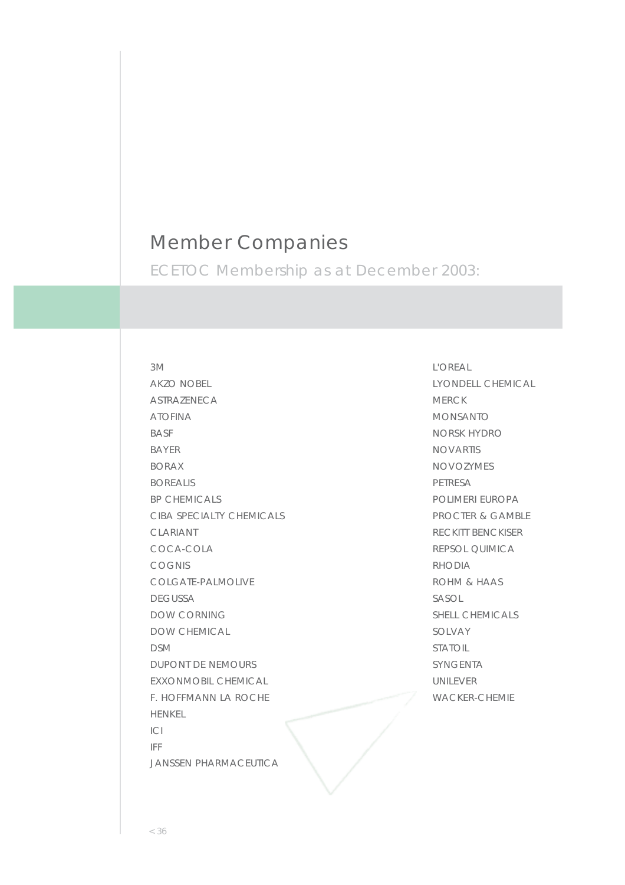# Member Companies

ECETOC Membership as at December 2003:

3M
AKZO NOBEL
ASTRAZENECA
ATOFINA
BASF
BAYER
BORAX
BOREALIS
BP CHEMICALS
CIBA SPECIALTY CHEMICALS
CLARIANT
COCA-COLA
COGNIS
COLGATE-PALMOLIVE
DEGUSSA
DOW CORNING
DOW CHEMICAL
DSM
DUPONT DE NEMOURS
EXXONMOBIL CHEMICAL
F. HOFFMANN LA ROCHE
HENKEL
ICI
IFF
JANSSEN PHARMACEUTICA
L'OREAL
LYONDELL CHEMICAL
MERCK
MONSANTO
NORSK HYDRO
NOVARTIS
NOVOZYMES
PETRESA
POLIMERI EUROPA
PROCTER & GAMBLE
RECKITT BENCKISER
REPSOL QUIMICA
RHODIA
ROHM & HAAS
SASOL
SHELL CHEMICALS
SOLVAY
STATOIL
SYNGENTA
UNILEVER
WACKER-CHEMIE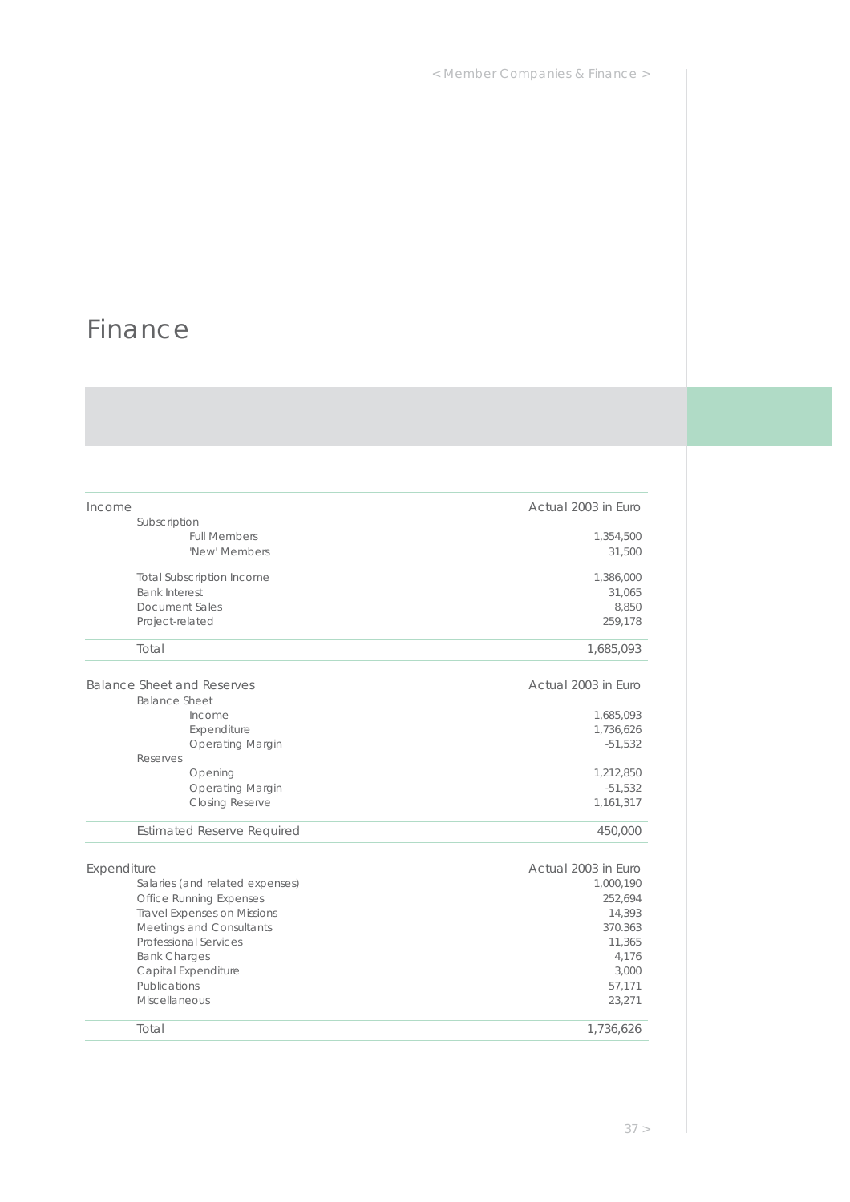# Finance

| Income | Actual 2003 in Euro |
|---|---|
| Subscription | |
| Full Members | 1,354,500 |
| 'New' Members | 31,500 |
| Total Subscription Income | 1,386,000 |
| Bank Interest | 31,065 |
| Document Sales | 8,850 |
| Project-related | 259,178 |
| Total | 1,685,093 |

| Balance Sheet and Reserves | Actual 2003 in Euro |
|---|---|
| Balance Sheet | |
| Income | 1,685,093 |
| Expenditure | 1,736,626 |
| Operating Margin | -51,532 |
| Reserves | |
| Opening | 1,212,850 |
| Operating Margin | -51,532 |
| Closing Reserve | 1,161,317 |
| Estimated Reserve Required | 450,000 |

| Expenditure | Actual 2003 in Euro |
|---|---|
| Salaries (and related expenses) | 1,000,190 |
| Office Running Expenses | 252,694 |
| Travel Expenses on Missions | 14,393 |
| Meetings and Consultants | 370.363 |
| Professional Services | 11,365 |
| Bank Charges | 4,176 |
| Capital Expenditure | 3,000 |
| Publications | 57,171 |
| Miscellaneous | 23,271 |
| Total | 1,736,626 |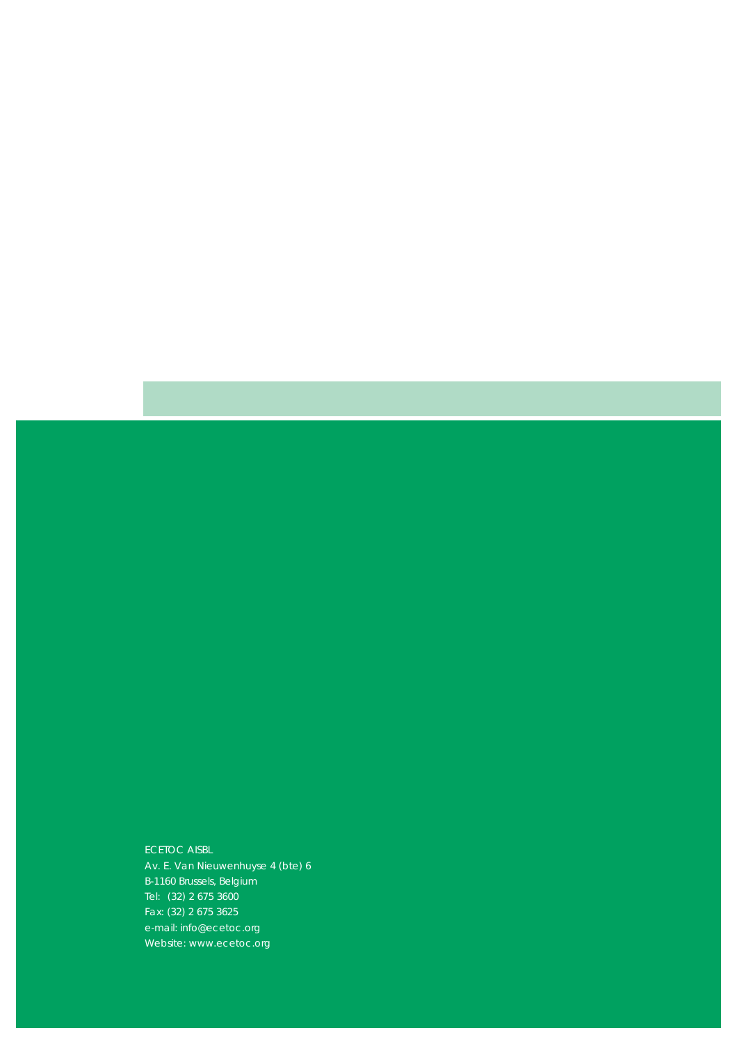ECETOC AISBL
Av. E. Van Nieuwenhuyse 4 (bte) 6
B-1160 Brussels, Belgium
Tel: (32) 2 675 3600
Fax: (32) 2 675 3625
e-mail: info@ecetoc.org
Website: www.ecetoc.org